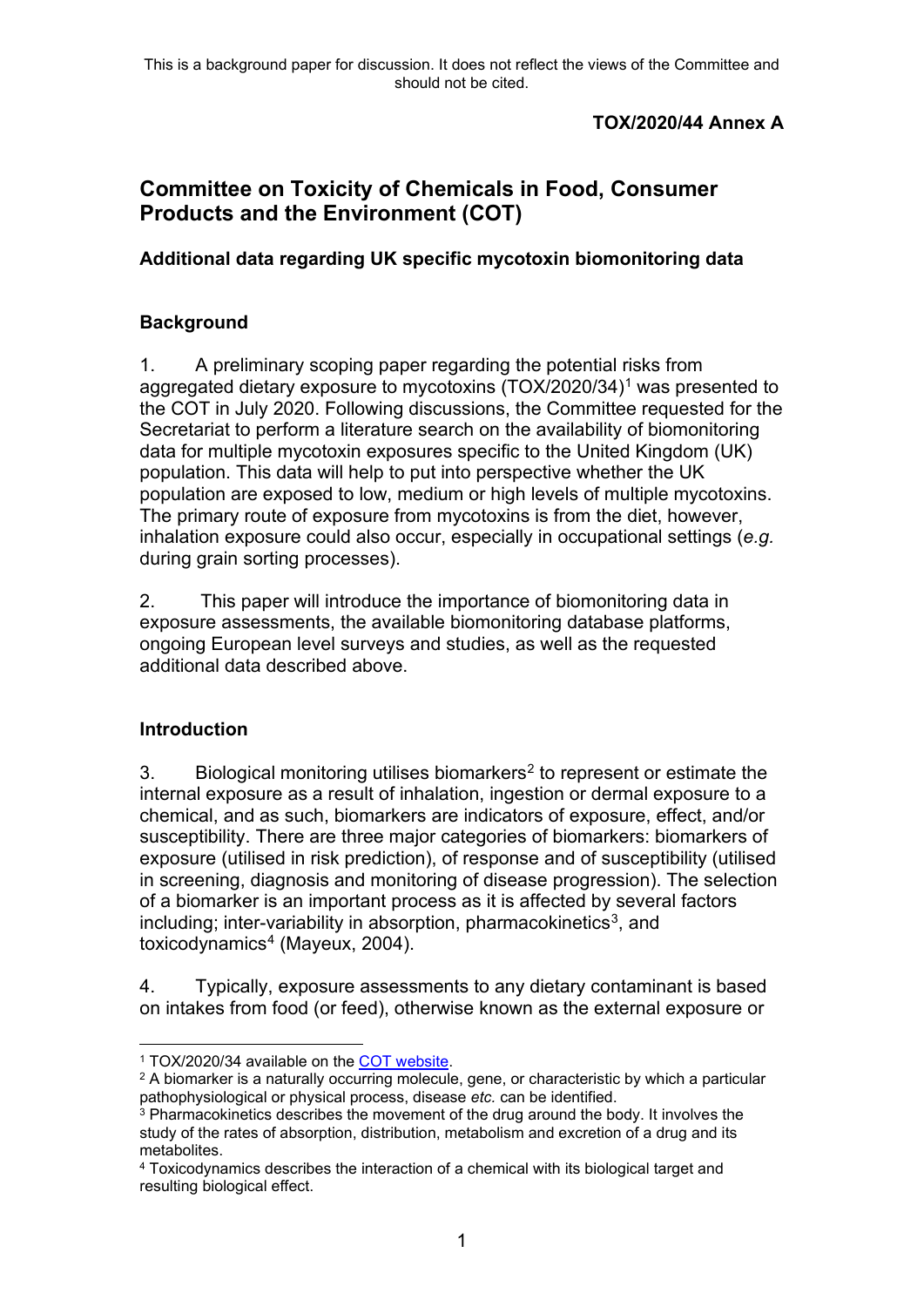This is a background paper for discussion. It does not reflect the views of the Committee and should not be cited.

**TOX/2020/44 Annex A**

# Committee on Toxicity of Chemicals in Food, Consumer Products and the Environment (COT)

### Additional data regarding UK specific mycotoxin biomonitoring data

### Background

1. A preliminary scoping paper regarding the potential risks from aggregated dietary exposure to mycotoxins (TOX/2020/34)[1] was presented to the COT in July 2020. Following discussions, the Committee requested for the Secretariat to perform a literature search on the availability of biomonitoring data for multiple mycotoxin exposures specific to the United Kingdom (UK) population. This data will help to put into perspective whether the UK population are exposed to low, medium or high levels of multiple mycotoxins. The primary route of exposure from mycotoxins is from the diet, however, inhalation exposure could also occur, especially in occupational settings (*e.g.* during grain sorting processes).

2. This paper will introduce the importance of biomonitoring data in exposure assessments, the available biomonitoring database platforms, ongoing European level surveys and studies, as well as the requested additional data described above.

### Introduction

3. Biological monitoring utilises biomarkers[2] to represent or estimate the internal exposure as a result of inhalation, ingestion or dermal exposure to a chemical, and as such, biomarkers are indicators of exposure, effect, and/or susceptibility. There are three major categories of biomarkers: biomarkers of exposure (utilised in risk prediction), of response and of susceptibility (utilised in screening, diagnosis and monitoring of disease progression). The selection of a biomarker is an important process as it is affected by several factors including; inter-variability in absorption, pharmacokinetics[3], and toxicodynamics[4] (Mayeux, 2004).

4. Typically, exposure assessments to any dietary contaminant is based on intakes from food (or feed), otherwise known as the external exposure or

---

[1] TOX/2020/34 available on the COT website.

[2] A biomarker is a naturally occurring molecule, gene, or characteristic by which a particular pathophysiological or physical process, disease *etc.* can be identified.

[3] Pharmacokinetics describes the movement of the drug around the body. It involves the study of the rates of absorption, distribution, metabolism and excretion of a drug and its metabolites.

[4] Toxicodynamics describes the interaction of a chemical with its biological target and resulting biological effect.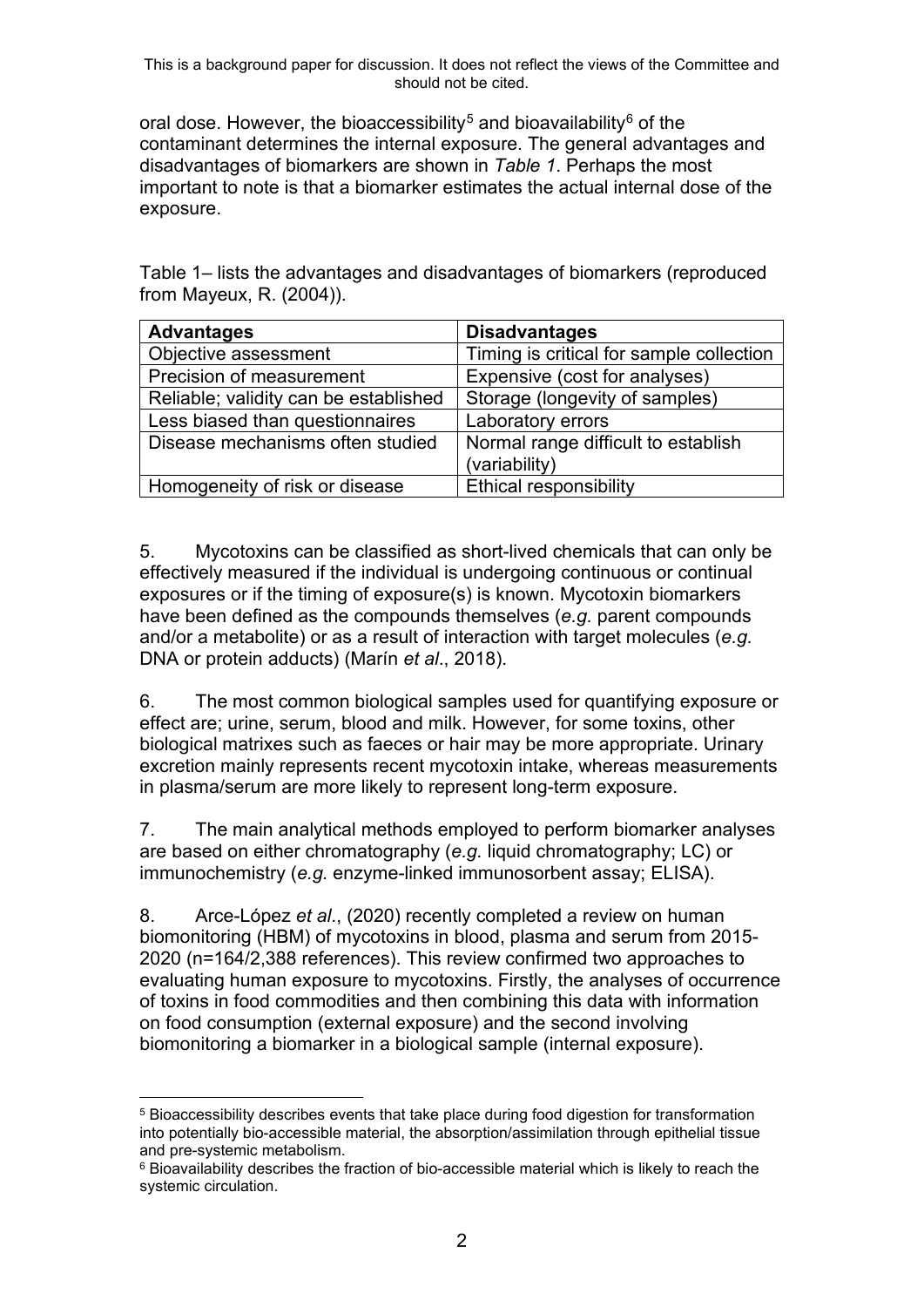oral dose. However, the bioaccessibility[5] and bioavailability[6] of the contaminant determines the internal exposure. The general advantages and disadvantages of biomarkers are shown in *Table 1*. Perhaps the most important to note is that a biomarker estimates the actual internal dose of the exposure.

Table 1– lists the advantages and disadvantages of biomarkers (reproduced from Mayeux, R. (2004)).

| **Advantages** | **Disadvantages** |
|---|---|
| Objective assessment | Timing is critical for sample collection |
| Precision of measurement | Expensive (cost for analyses) |
| Reliable; validity can be established | Storage (longevity of samples) |
| Less biased than questionnaires | Laboratory errors |
| Disease mechanisms often studied | Normal range difficult to establish (variability) |
| Homogeneity of risk or disease | Ethical responsibility |

5. Mycotoxins can be classified as short-lived chemicals that can only be effectively measured if the individual is undergoing continuous or continual exposures or if the timing of exposure(s) is known. Mycotoxin biomarkers have been defined as the compounds themselves (*e.g.* parent compounds and/or a metabolite) or as a result of interaction with target molecules (*e.g.* DNA or protein adducts) (Marín *et al*., 2018).

6. The most common biological samples used for quantifying exposure or effect are; urine, serum, blood and milk. However, for some toxins, other biological matrixes such as faeces or hair may be more appropriate. Urinary excretion mainly represents recent mycotoxin intake, whereas measurements in plasma/serum are more likely to represent long-term exposure.

7. The main analytical methods employed to perform biomarker analyses are based on either chromatography (*e.g.* liquid chromatography; LC) or immunochemistry (*e.g.* enzyme-linked immunosorbent assay; ELISA).

8. Arce-López *et al*., (2020) recently completed a review on human biomonitoring (HBM) of mycotoxins in blood, plasma and serum from 2015-2020 (n=164/2,388 references). This review confirmed two approaches to evaluating human exposure to mycotoxins. Firstly, the analyses of occurrence of toxins in food commodities and then combining this data with information on food consumption (external exposure) and the second involving biomonitoring a biomarker in a biological sample (internal exposure).

[5] Bioaccessibility describes events that take place during food digestion for transformation into potentially bio-accessible material, the absorption/assimilation through epithelial tissue and pre-systemic metabolism.

[6] Bioavailability describes the fraction of bio-accessible material which is likely to reach the systemic circulation.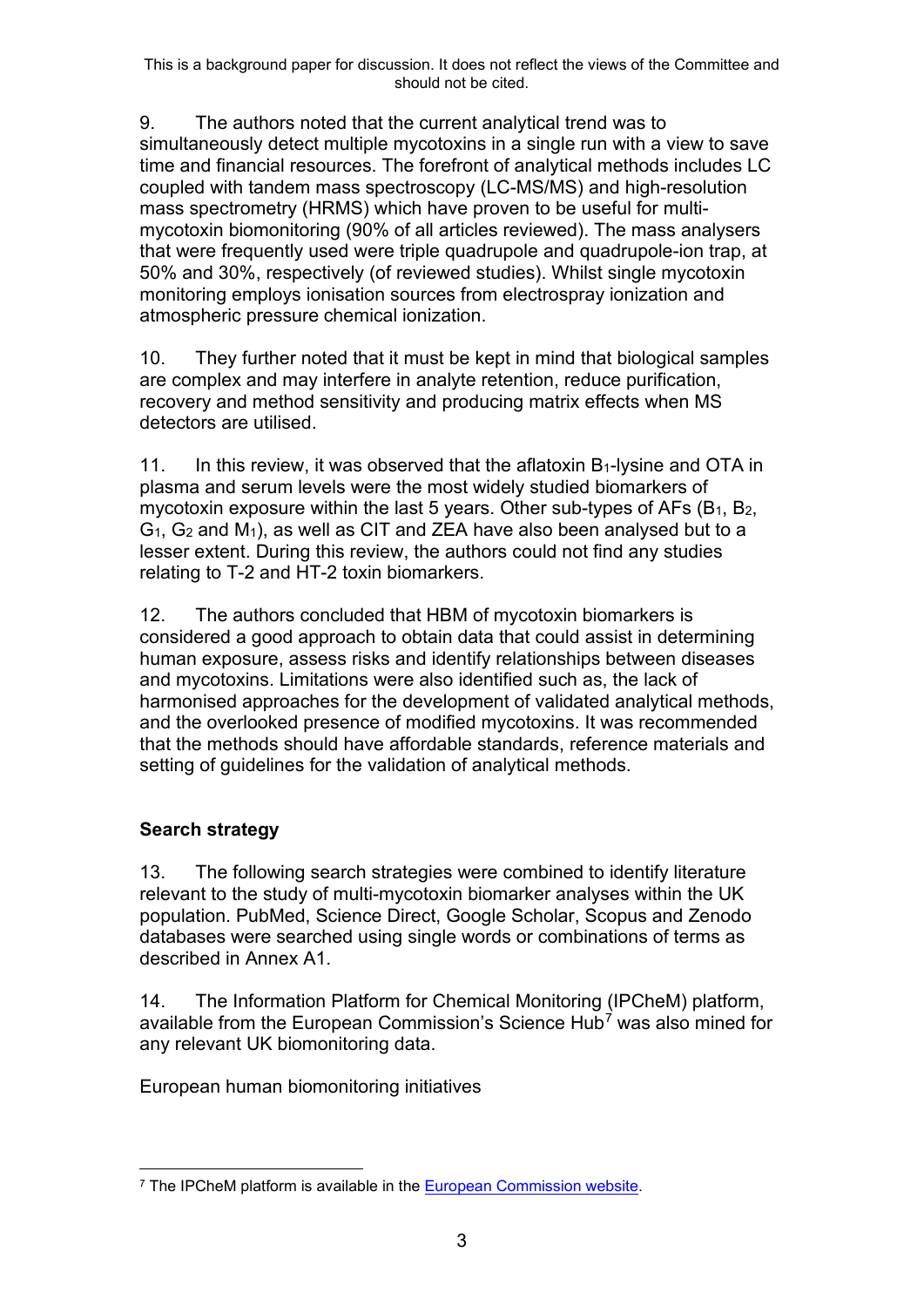9. The authors noted that the current analytical trend was to simultaneously detect multiple mycotoxins in a single run with a view to save time and financial resources. The forefront of analytical methods includes LC coupled with tandem mass spectroscopy (LC-MS/MS) and high-resolution mass spectrometry (HRMS) which have proven to be useful for multi-mycotoxin biomonitoring (90% of all articles reviewed). The mass analysers that were frequently used were triple quadrupole and quadrupole-ion trap, at 50% and 30%, respectively (of reviewed studies). Whilst single mycotoxin monitoring employs ionisation sources from electrospray ionization and atmospheric pressure chemical ionization.

10. They further noted that it must be kept in mind that biological samples are complex and may interfere in analyte retention, reduce purification, recovery and method sensitivity and producing matrix effects when MS detectors are utilised.

11. In this review, it was observed that the aflatoxin $B_1$-lysine and OTA in plasma and serum levels were the most widely studied biomarkers of mycotoxin exposure within the last 5 years. Other sub-types of AFs ($B_1$, $B_2$, $G_1$, $G_2$ and $M_1$), as well as CIT and ZEA have also been analysed but to a lesser extent. During this review, the authors could not find any studies relating to T-2 and HT-2 toxin biomarkers.

12. The authors concluded that HBM of mycotoxin biomarkers is considered a good approach to obtain data that could assist in determining human exposure, assess risks and identify relationships between diseases and mycotoxins. Limitations were also identified such as, the lack of harmonised approaches for the development of validated analytical methods, and the overlooked presence of modified mycotoxins. It was recommended that the methods should have affordable standards, reference materials and setting of guidelines for the validation of analytical methods.

## Search strategy

13. The following search strategies were combined to identify literature relevant to the study of multi-mycotoxin biomarker analyses within the UK population. PubMed, Science Direct, Google Scholar, Scopus and Zenodo databases were searched using single words or combinations of terms as described in Annex A1.

14. The Information Platform for Chemical Monitoring (IPCheM) platform, available from the European Commission's Science Hub[7] was also mined for any relevant UK biomonitoring data.

European human biomonitoring initiatives

[7] The IPCheM platform is available in the European Commission website.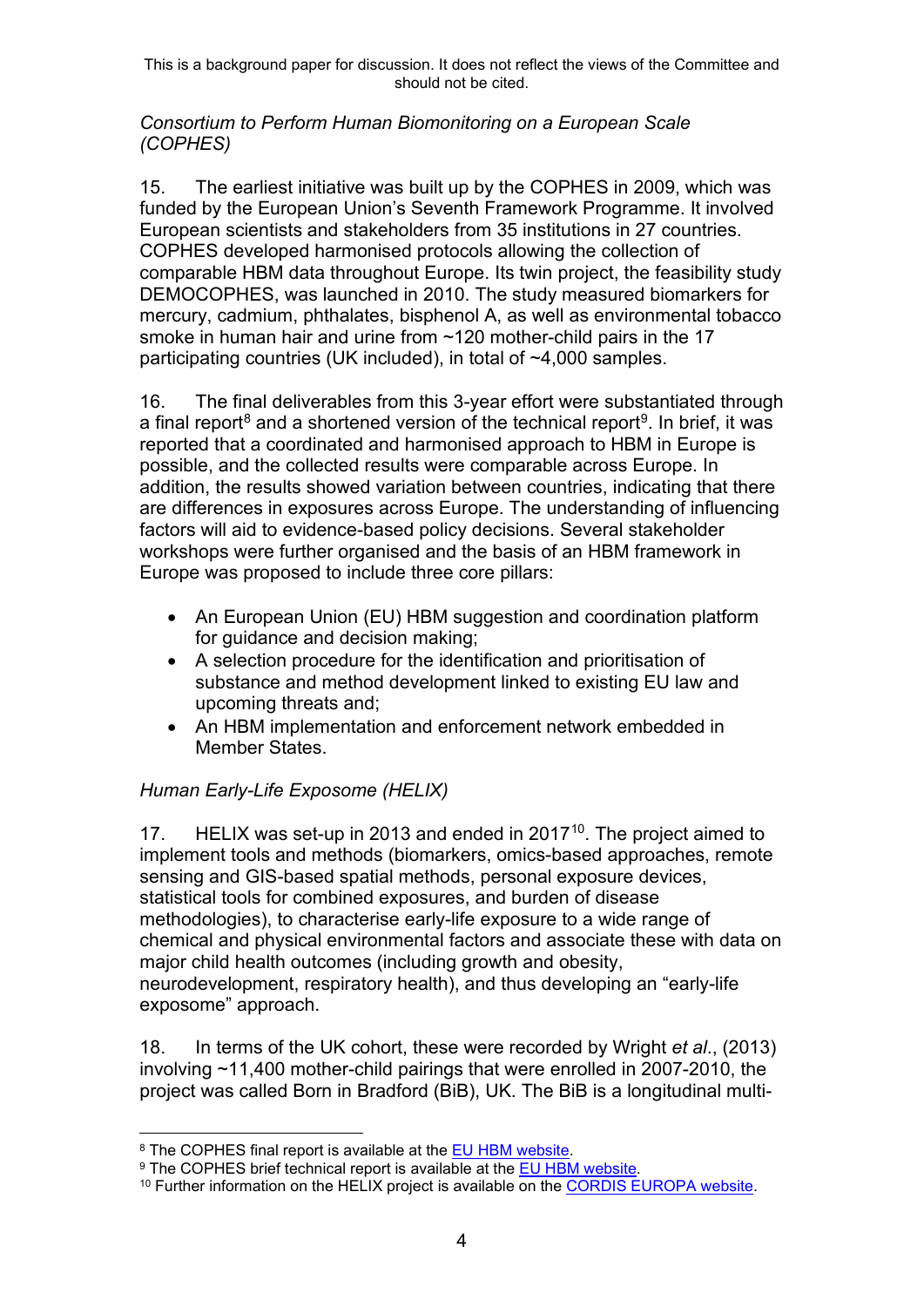*Consortium to Perform Human Biomonitoring on a European Scale (COPHES)*

15. The earliest initiative was built up by the COPHES in 2009, which was funded by the European Union's Seventh Framework Programme. It involved European scientists and stakeholders from 35 institutions in 27 countries. COPHES developed harmonised protocols allowing the collection of comparable HBM data throughout Europe. Its twin project, the feasibility study DEMOCOPHES, was launched in 2010. The study measured biomarkers for mercury, cadmium, phthalates, bisphenol A, as well as environmental tobacco smoke in human hair and urine from ~120 mother-child pairs in the 17 participating countries (UK included), in total of ~4,000 samples.

16. The final deliverables from this 3-year effort were substantiated through a final report[8] and a shortened version of the technical report[9]. In brief, it was reported that a coordinated and harmonised approach to HBM in Europe is possible, and the collected results were comparable across Europe. In addition, the results showed variation between countries, indicating that there are differences in exposures across Europe. The understanding of influencing factors will aid to evidence-based policy decisions. Several stakeholder workshops were further organised and the basis of an HBM framework in Europe was proposed to include three core pillars:

- An European Union (EU) HBM suggestion and coordination platform for guidance and decision making;
- A selection procedure for the identification and prioritisation of substance and method development linked to existing EU law and upcoming threats and;
- An HBM implementation and enforcement network embedded in Member States.

*Human Early-Life Exposome (HELIX)*

17. HELIX was set-up in 2013 and ended in 2017[10]. The project aimed to implement tools and methods (biomarkers, omics-based approaches, remote sensing and GIS-based spatial methods, personal exposure devices, statistical tools for combined exposures, and burden of disease methodologies), to characterise early-life exposure to a wide range of chemical and physical environmental factors and associate these with data on major child health outcomes (including growth and obesity, neurodevelopment, respiratory health), and thus developing an "early-life exposome" approach.

18. In terms of the UK cohort, these were recorded by Wright *et al*., (2013) involving ~11,400 mother-child pairings that were enrolled in 2007-2010, the project was called Born in Bradford (BiB), UK. The BiB is a longitudinal multi-

---

[8] The COPHES final report is available at the EU HBM website.

[9] The COPHES brief technical report is available at the EU HBM website.

[10] Further information on the HELIX project is available on the CORDIS EUROPA website.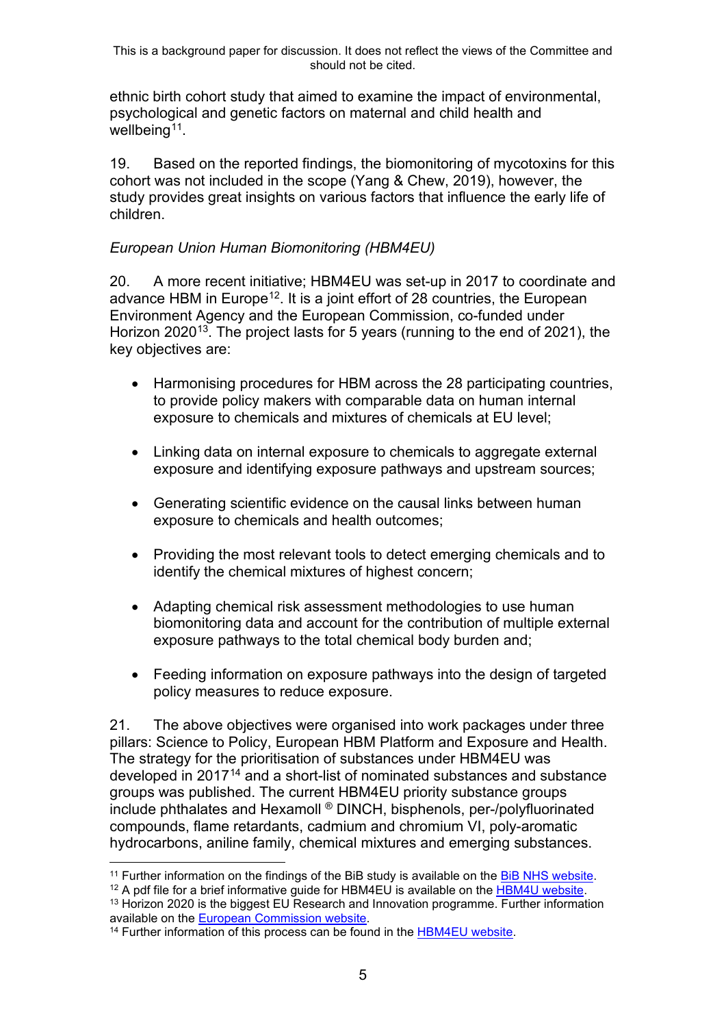ethnic birth cohort study that aimed to examine the impact of environmental, psychological and genetic factors on maternal and child health and wellbeing[11].

19. Based on the reported findings, the biomonitoring of mycotoxins for this cohort was not included in the scope (Yang & Chew, 2019), however, the study provides great insights on various factors that influence the early life of children.

*European Union Human Biomonitoring (HBM4EU)*

20. A more recent initiative; HBM4EU was set-up in 2017 to coordinate and advance HBM in Europe[12]. It is a joint effort of 28 countries, the European Environment Agency and the European Commission, co-funded under Horizon 2020[13]. The project lasts for 5 years (running to the end of 2021), the key objectives are:

- Harmonising procedures for HBM across the 28 participating countries, to provide policy makers with comparable data on human internal exposure to chemicals and mixtures of chemicals at EU level;
- Linking data on internal exposure to chemicals to aggregate external exposure and identifying exposure pathways and upstream sources;
- Generating scientific evidence on the causal links between human exposure to chemicals and health outcomes;
- Providing the most relevant tools to detect emerging chemicals and to identify the chemical mixtures of highest concern;
- Adapting chemical risk assessment methodologies to use human biomonitoring data and account for the contribution of multiple external exposure pathways to the total chemical body burden and;
- Feeding information on exposure pathways into the design of targeted policy measures to reduce exposure.

21. The above objectives were organised into work packages under three pillars: Science to Policy, European HBM Platform and Exposure and Health. The strategy for the prioritisation of substances under HBM4EU was developed in 2017[14] and a short-list of nominated substances and substance groups was published. The current HBM4EU priority substance groups include phthalates and Hexamoll ® DINCH, bisphenols, per-/polyfluorinated compounds, flame retardants, cadmium and chromium VI, poly-aromatic hydrocarbons, aniline family, chemical mixtures and emerging substances.

---

[11] Further information on the findings of the BiB study is available on the BiB NHS website.

[12] A pdf file for a brief informative guide for HBM4EU is available on the HBM4U website.

[13] Horizon 2020 is the biggest EU Research and Innovation programme. Further information available on the European Commission website.

[14] Further information of this process can be found in the HBM4EU website.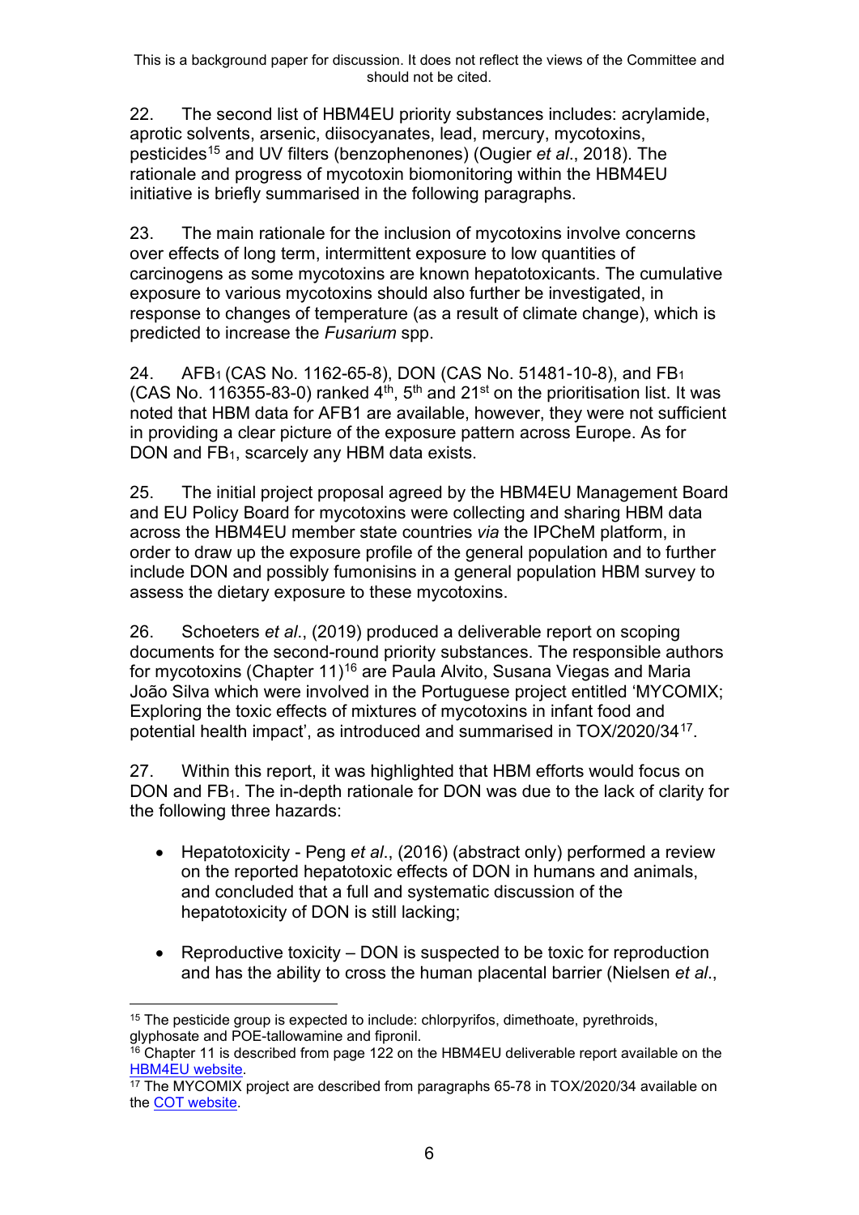This is a background paper for discussion. It does not reflect the views of the Committee and should not be cited.

22. The second list of HBM4EU priority substances includes: acrylamide, aprotic solvents, arsenic, diisocyanates, lead, mercury, mycotoxins, pesticides[15] and UV filters (benzophenones) (Ougier *et al*., 2018). The rationale and progress of mycotoxin biomonitoring within the HBM4EU initiative is briefly summarised in the following paragraphs.

23. The main rationale for the inclusion of mycotoxins involve concerns over effects of long term, intermittent exposure to low quantities of carcinogens as some mycotoxins are known hepatotoxicants. The cumulative exposure to various mycotoxins should also further be investigated, in response to changes of temperature (as a result of climate change), which is predicted to increase the *Fusarium* spp.

24. $AFB_1$ (CAS No. 1162-65-8), DON (CAS No. 51481-10-8), and $FB_1$ (CAS No. 116355-83-0) ranked 4th, 5th and 21st on the prioritisation list. It was noted that HBM data for AFB1 are available, however, they were not sufficient in providing a clear picture of the exposure pattern across Europe. As for DON and $FB_1$, scarcely any HBM data exists.

25. The initial project proposal agreed by the HBM4EU Management Board and EU Policy Board for mycotoxins were collecting and sharing HBM data across the HBM4EU member state countries *via* the IPCheM platform, in order to draw up the exposure profile of the general population and to further include DON and possibly fumonisins in a general population HBM survey to assess the dietary exposure to these mycotoxins.

26. Schoeters *et al*., (2019) produced a deliverable report on scoping documents for the second-round priority substances. The responsible authors for mycotoxins (Chapter 11)[16] are Paula Alvito, Susana Viegas and Maria João Silva which were involved in the Portuguese project entitled 'MYCOMIX; Exploring the toxic effects of mixtures of mycotoxins in infant food and potential health impact', as introduced and summarised in TOX/2020/34[17].

27. Within this report, it was highlighted that HBM efforts would focus on DON and $FB_1$. The in-depth rationale for DON was due to the lack of clarity for the following three hazards:

- Hepatotoxicity - Peng *et al*., (2016) (abstract only) performed a review on the reported hepatotoxic effects of DON in humans and animals, and concluded that a full and systematic discussion of the hepatotoxicity of DON is still lacking;

- Reproductive toxicity – DON is suspected to be toxic for reproduction and has the ability to cross the human placental barrier (Nielsen *et al*.,

[15] The pesticide group is expected to include: chlorpyrifos, dimethoate, pyrethroids, glyphosate and POE-tallowamine and fipronil.

[16] Chapter 11 is described from page 122 on the HBM4EU deliverable report available on the HBM4EU website.

[17] The MYCOMIX project are described from paragraphs 65-78 in TOX/2020/34 available on the COT website.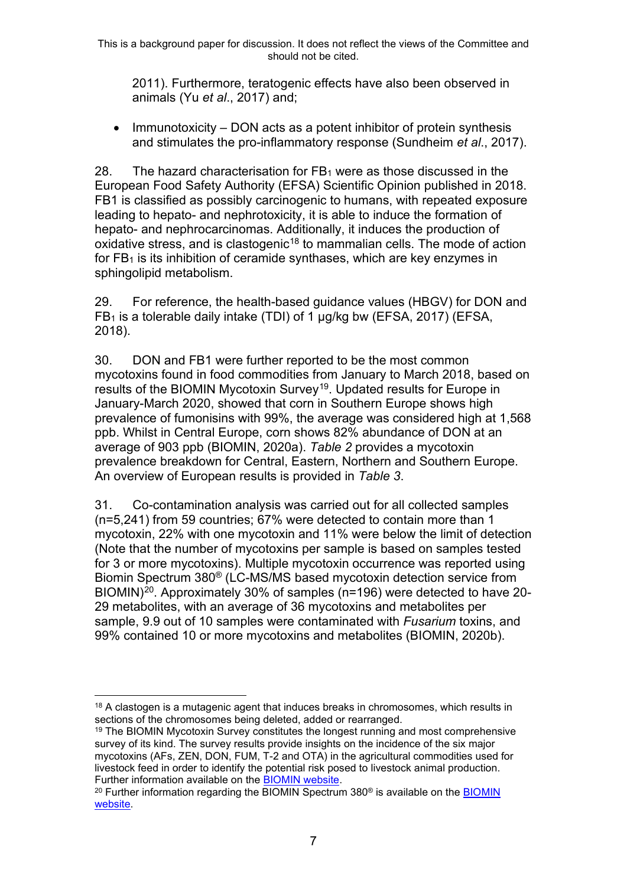2011). Furthermore, teratogenic effects have also been observed in animals (Yu *et al*., 2017) and;

- Immunotoxicity – DON acts as a potent inhibitor of protein synthesis and stimulates the pro-inflammatory response (Sundheim *et al*., 2017).

28. The hazard characterisation for $FB_1$ were as those discussed in the European Food Safety Authority (EFSA) Scientific Opinion published in 2018. FB1 is classified as possibly carcinogenic to humans, with repeated exposure leading to hepato- and nephrotoxicity, it is able to induce the formation of hepato- and nephrocarcinomas. Additionally, it induces the production of oxidative stress, and is clastogenic[18] to mammalian cells. The mode of action for $FB_1$ is its inhibition of ceramide synthases, which are key enzymes in sphingolipid metabolism.

29. For reference, the health-based guidance values (HBGV) for DON and $FB_1$ is a tolerable daily intake (TDI) of 1 μg/kg bw (EFSA, 2017) (EFSA, 2018).

30. DON and FB1 were further reported to be the most common mycotoxins found in food commodities from January to March 2018, based on results of the BIOMIN Mycotoxin Survey[19]. Updated results for Europe in January-March 2020, showed that corn in Southern Europe shows high prevalence of fumonisins with 99%, the average was considered high at 1,568 ppb. Whilst in Central Europe, corn shows 82% abundance of DON at an average of 903 ppb (BIOMIN, 2020a). *Table 2* provides a mycotoxin prevalence breakdown for Central, Eastern, Northern and Southern Europe. An overview of European results is provided in *Table 3*.

31. Co-contamination analysis was carried out for all collected samples (n=5,241) from 59 countries; 67% were detected to contain more than 1 mycotoxin, 22% with one mycotoxin and 11% were below the limit of detection (Note that the number of mycotoxins per sample is based on samples tested for 3 or more mycotoxins). Multiple mycotoxin occurrence was reported using Biomin Spectrum 380® (LC-MS/MS based mycotoxin detection service from BIOMIN)[20]. Approximately 30% of samples (n=196) were detected to have 20-29 metabolites, with an average of 36 mycotoxins and metabolites per sample, 9.9 out of 10 samples were contaminated with *Fusarium* toxins, and 99% contained 10 or more mycotoxins and metabolites (BIOMIN, 2020b).

---

[18] A clastogen is a mutagenic agent that induces breaks in chromosomes, which results in sections of the chromosomes being deleted, added or rearranged.

[19] The BIOMIN Mycotoxin Survey constitutes the longest running and most comprehensive survey of its kind. The survey results provide insights on the incidence of the six major mycotoxins (AFs, ZEN, DON, FUM, T-2 and OTA) in the agricultural commodities used for livestock feed in order to identify the potential risk posed to livestock animal production. Further information available on the BIOMIN website.

[20] Further information regarding the BIOMIN Spectrum 380® is available on the BIOMIN website.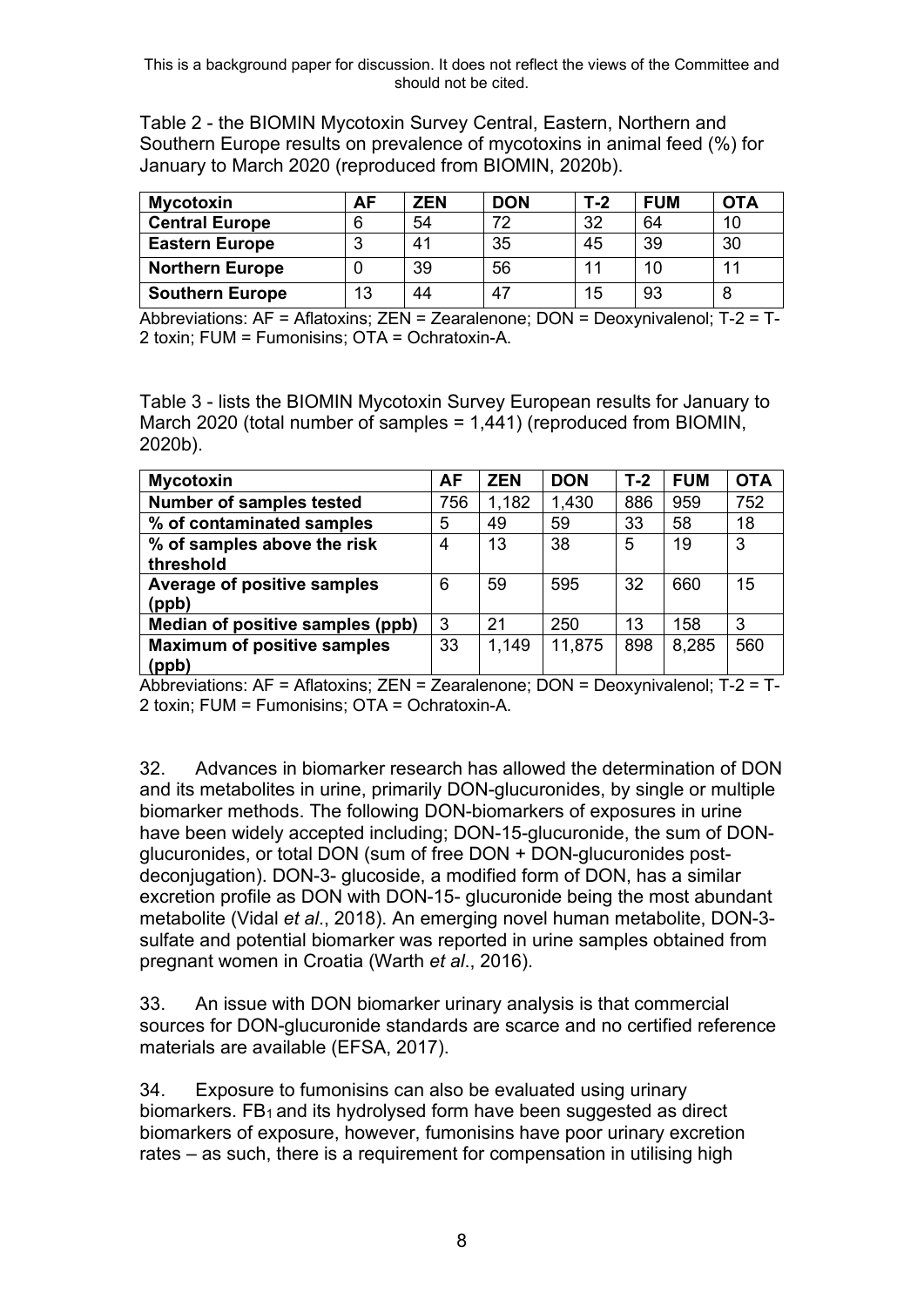Table 2 - the BIOMIN Mycotoxin Survey Central, Eastern, Northern and Southern Europe results on prevalence of mycotoxins in animal feed (%) for January to March 2020 (reproduced from BIOMIN, 2020b).

| Mycotoxin | AF | ZEN | DON | T-2 | FUM | OTA |
|---|---|---|---|---|---|---|
| **Central Europe** | 6 | 54 | 72 | 32 | 64 | 10 |
| **Eastern Europe** | 3 | 41 | 35 | 45 | 39 | 30 |
| **Northern Europe** | 0 | 39 | 56 | 11 | 10 | 11 |
| **Southern Europe** | 13 | 44 | 47 | 15 | 93 | 8 |

Abbreviations: AF = Aflatoxins; ZEN = Zearalenone; DON = Deoxynivalenol; T-2 = T-2 toxin; FUM = Fumonisins; OTA = Ochratoxin-A.

Table 3 - lists the BIOMIN Mycotoxin Survey European results for January to March 2020 (total number of samples = 1,441) (reproduced from BIOMIN, 2020b).

| Mycotoxin | AF | ZEN | DON | T-2 | FUM | OTA |
|---|---|---|---|---|---|---|
| **Number of samples tested** | 756 | 1,182 | 1,430 | 886 | 959 | 752 |
| **% of contaminated samples** | 5 | 49 | 59 | 33 | 58 | 18 |
| **% of samples above the risk threshold** | 4 | 13 | 38 | 5 | 19 | 3 |
| **Average of positive samples (ppb)** | 6 | 59 | 595 | 32 | 660 | 15 |
| **Median of positive samples (ppb)** | 3 | 21 | 250 | 13 | 158 | 3 |
| **Maximum of positive samples (ppb)** | 33 | 1,149 | 11,875 | 898 | 8,285 | 560 |

Abbreviations: AF = Aflatoxins; ZEN = Zearalenone; DON = Deoxynivalenol; T-2 = T-2 toxin; FUM = Fumonisins; OTA = Ochratoxin-A.

32. Advances in biomarker research has allowed the determination of DON and its metabolites in urine, primarily DON-glucuronides, by single or multiple biomarker methods. The following DON-biomarkers of exposures in urine have been widely accepted including; DON-15-glucuronide, the sum of DON-glucuronides, or total DON (sum of free DON + DON-glucuronides post-deconjugation). DON-3- glucoside, a modified form of DON, has a similar excretion profile as DON with DON-15- glucuronide being the most abundant metabolite (Vidal *et al*., 2018). An emerging novel human metabolite, DON-3-sulfate and potential biomarker was reported in urine samples obtained from pregnant women in Croatia (Warth *et al*., 2016).

33. An issue with DON biomarker urinary analysis is that commercial sources for DON-glucuronide standards are scarce and no certified reference materials are available (EFSA, 2017).

34. Exposure to fumonisins can also be evaluated using urinary biomarkers. $FB_1$ and its hydrolysed form have been suggested as direct biomarkers of exposure, however, fumonisins have poor urinary excretion rates – as such, there is a requirement for compensation in utilising high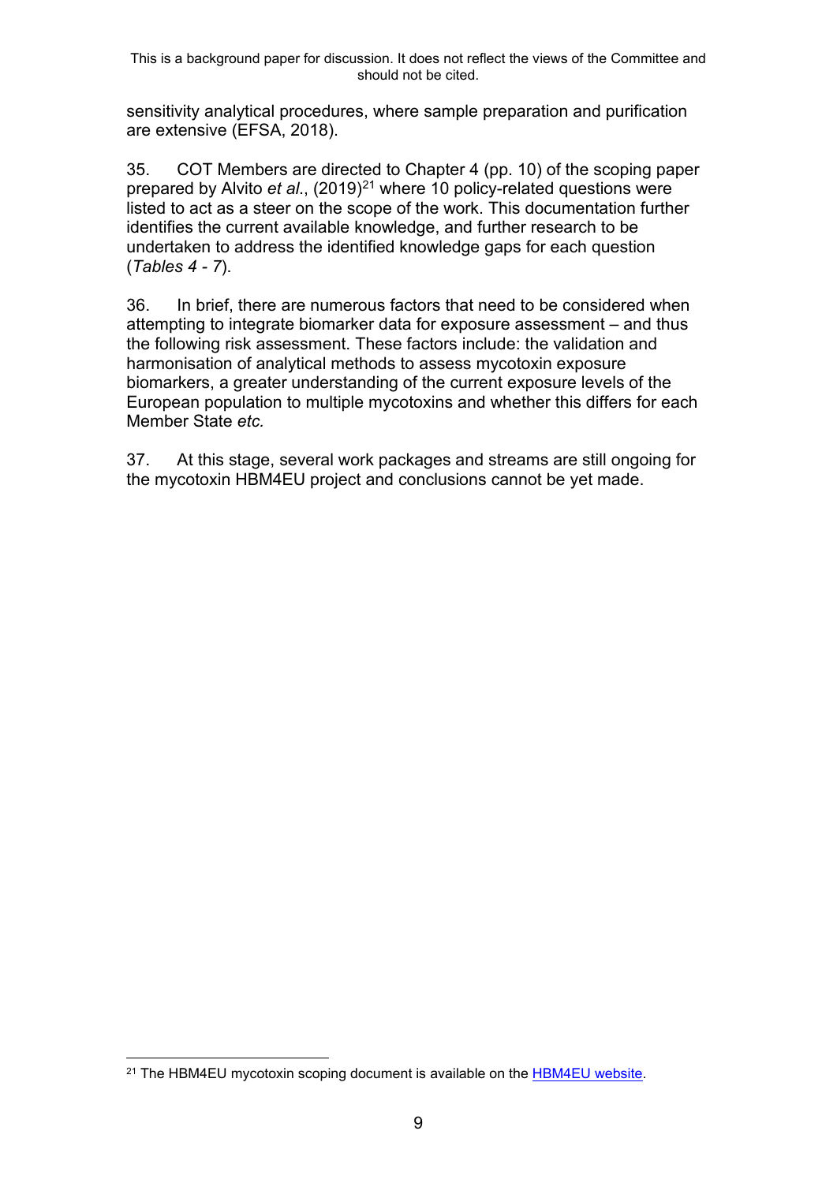sensitivity analytical procedures, where sample preparation and purification are extensive (EFSA, 2018).

35. COT Members are directed to Chapter 4 (pp. 10) of the scoping paper prepared by Alvito *et al*., (2019)[21] where 10 policy-related questions were listed to act as a steer on the scope of the work. This documentation further identifies the current available knowledge, and further research to be undertaken to address the identified knowledge gaps for each question (*Tables 4 - 7*).

36. In brief, there are numerous factors that need to be considered when attempting to integrate biomarker data for exposure assessment – and thus the following risk assessment. These factors include: the validation and harmonisation of analytical methods to assess mycotoxin exposure biomarkers, a greater understanding of the current exposure levels of the European population to multiple mycotoxins and whether this differs for each Member State *etc.*

37. At this stage, several work packages and streams are still ongoing for the mycotoxin HBM4EU project and conclusions cannot be yet made.

[21] The HBM4EU mycotoxin scoping document is available on the HBM4EU website.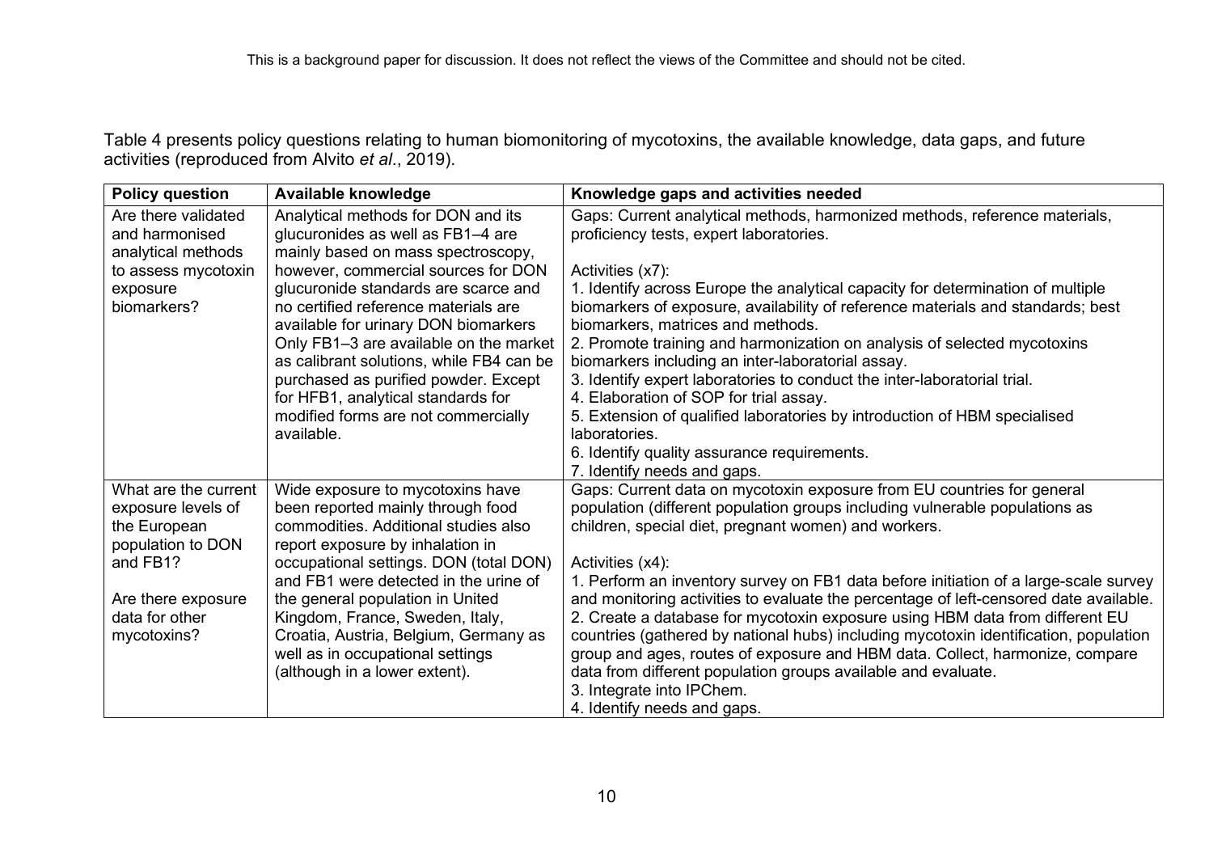Table 4 presents policy questions relating to human biomonitoring of mycotoxins, the available knowledge, data gaps, and future activities (reproduced from Alvito *et al*., 2019).

| Policy question | Available knowledge | Knowledge gaps and activities needed |
|---|---|---|
| Are there validated and harmonised analytical methods to assess mycotoxin exposure biomarkers? | Analytical methods for DON and its glucuronides as well as FB1–4 are mainly based on mass spectroscopy, however, commercial sources for DON glucuronide standards are scarce and no certified reference materials are available for urinary DON biomarkers Only FB1–3 are available on the market as calibrant solutions, while FB4 can be purchased as purified powder. Except for HFB1, analytical standards for modified forms are not commercially available. | Gaps: Current analytical methods, harmonized methods, reference materials, proficiency tests, expert laboratories.<br><br>Activities (x7):<br>1. Identify across Europe the analytical capacity for determination of multiple biomarkers of exposure, availability of reference materials and standards; best biomarkers, matrices and methods.<br>2. Promote training and harmonization on analysis of selected mycotoxins biomarkers including an inter-laboratorial assay.<br>3. Identify expert laboratories to conduct the inter-laboratorial trial.<br>4. Elaboration of SOP for trial assay.<br>5. Extension of qualified laboratories by introduction of HBM specialised laboratories.<br>6. Identify quality assurance requirements.<br>7. Identify needs and gaps. |
| What are the current exposure levels of the European population to DON and FB1?<br><br>Are there exposure data for other mycotoxins? | Wide exposure to mycotoxins have been reported mainly through food commodities. Additional studies also report exposure by inhalation in occupational settings. DON (total DON) and FB1 were detected in the urine of the general population in United Kingdom, France, Sweden, Italy, Croatia, Austria, Belgium, Germany as well as in occupational settings (although in a lower extent). | Gaps: Current data on mycotoxin exposure from EU countries for general population (different population groups including vulnerable populations as children, special diet, pregnant women) and workers.<br><br>Activities (x4):<br>1. Perform an inventory survey on FB1 data before initiation of a large-scale survey and monitoring activities to evaluate the percentage of left-censored date available.<br>2. Create a database for mycotoxin exposure using HBM data from different EU countries (gathered by national hubs) including mycotoxin identification, population group and ages, routes of exposure and HBM data. Collect, harmonize, compare data from different population groups available and evaluate.<br>3. Integrate into IPChem.<br>4. Identify needs and gaps. |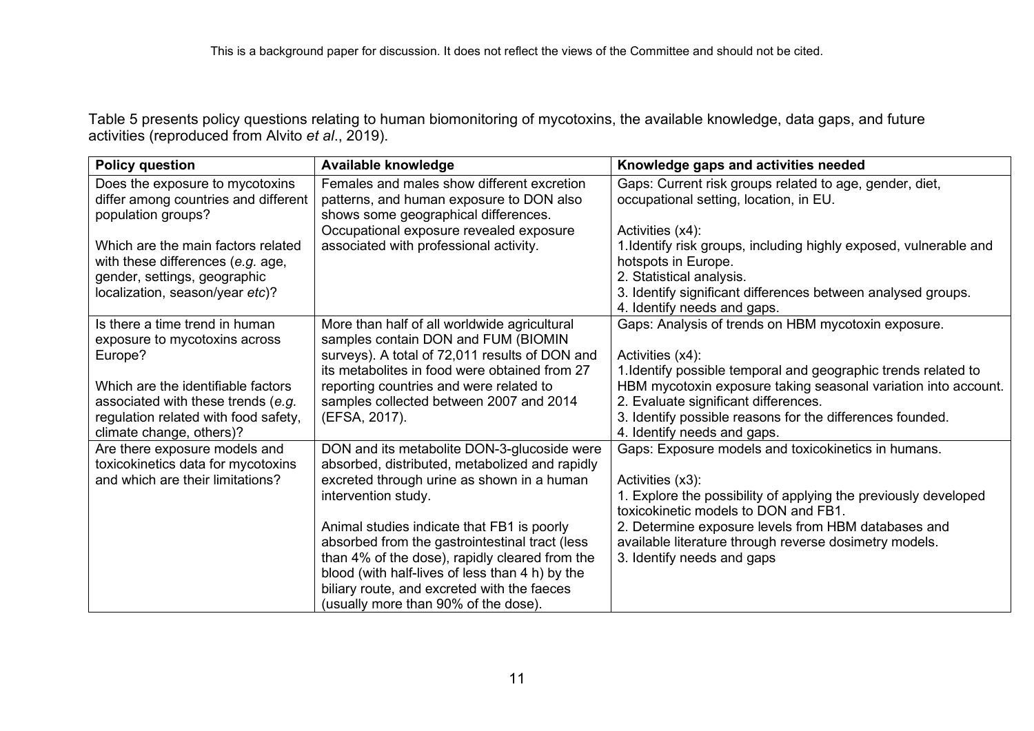Table 5 presents policy questions relating to human biomonitoring of mycotoxins, the available knowledge, data gaps, and future activities (reproduced from Alvito *et al*., 2019).

| Policy question | Available knowledge | Knowledge gaps and activities needed |
|---|---|---|
| Does the exposure to mycotoxins differ among countries and different population groups?<br><br>Which are the main factors related with these differences (*e.g.* age, gender, settings, geographic localization, season/year *etc*)? | Females and males show different excretion patterns, and human exposure to DON also shows some geographical differences. Occupational exposure revealed exposure associated with professional activity. | Gaps: Current risk groups related to age, gender, diet, occupational setting, location, in EU.<br><br>Activities (x4):<br>1.Identify risk groups, including highly exposed, vulnerable and hotspots in Europe.<br>2. Statistical analysis.<br>3. Identify significant differences between analysed groups.<br>4. Identify needs and gaps. |
| Is there a time trend in human exposure to mycotoxins across Europe?<br><br>Which are the identifiable factors associated with these trends (*e.g.* regulation related with food safety, climate change, others)? | More than half of all worldwide agricultural samples contain DON and FUM (BIOMIN surveys). A total of 72,011 results of DON and its metabolites in food were obtained from 27 reporting countries and were related to samples collected between 2007 and 2014 (EFSA, 2017). | Gaps: Analysis of trends on HBM mycotoxin exposure.<br><br>Activities (x4):<br>1.Identify possible temporal and geographic trends related to HBM mycotoxin exposure taking seasonal variation into account.<br>2. Evaluate significant differences.<br>3. Identify possible reasons for the differences founded.<br>4. Identify needs and gaps. |
| Are there exposure models and toxicokinetics data for mycotoxins and which are their limitations? | DON and its metabolite DON-3-glucoside were absorbed, distributed, metabolized and rapidly excreted through urine as shown in a human intervention study.<br><br>Animal studies indicate that FB1 is poorly absorbed from the gastrointestinal tract (less than 4% of the dose), rapidly cleared from the blood (with half-lives of less than 4 h) by the biliary route, and excreted with the faeces (usually more than 90% of the dose). | Gaps: Exposure models and toxicokinetics in humans.<br><br>Activities (x3):<br>1. Explore the possibility of applying the previously developed toxicokinetic models to DON and FB1.<br>2. Determine exposure levels from HBM databases and available literature through reverse dosimetry models.<br>3. Identify needs and gaps |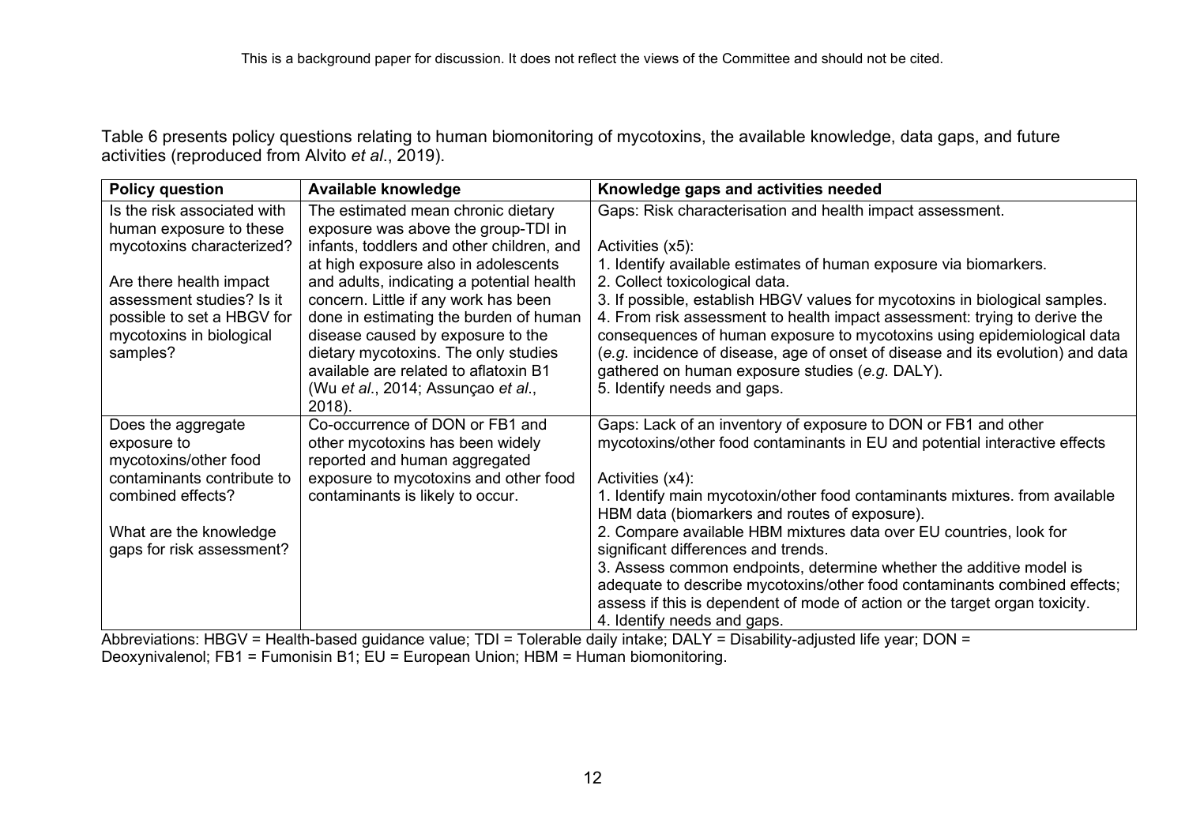Table 6 presents policy questions relating to human biomonitoring of mycotoxins, the available knowledge, data gaps, and future activities (reproduced from Alvito *et al*., 2019).

| **Policy question** | **Available knowledge** | **Knowledge gaps and activities needed** |
|---|---|---|
| Is the risk associated with human exposure to these mycotoxins characterized?<br><br>Are there health impact assessment studies? Is it possible to set a HBGV for mycotoxins in biological samples? | The estimated mean chronic dietary exposure was above the group-TDI in infants, toddlers and other children, and at high exposure also in adolescents and adults, indicating a potential health concern. Little if any work has been done in estimating the burden of human disease caused by exposure to the dietary mycotoxins. The only studies available are related to aflatoxin B1 (Wu *et al*., 2014; Assunçao *et al*., 2018). | Gaps: Risk characterisation and health impact assessment.<br><br>Activities (x5):<br>1. Identify available estimates of human exposure via biomarkers.<br>2. Collect toxicological data.<br>3. If possible, establish HBGV values for mycotoxins in biological samples.<br>4. From risk assessment to health impact assessment: trying to derive the consequences of human exposure to mycotoxins using epidemiological data (*e.g.* incidence of disease, age of onset of disease and its evolution) and data gathered on human exposure studies (*e.g.* DALY).<br>5. Identify needs and gaps. |
| Does the aggregate exposure to mycotoxins/other food contaminants contribute to combined effects?<br><br>What are the knowledge gaps for risk assessment? | Co-occurrence of DON or FB1 and other mycotoxins has been widely reported and human aggregated exposure to mycotoxins and other food contaminants is likely to occur. | Gaps: Lack of an inventory of exposure to DON or FB1 and other mycotoxins/other food contaminants in EU and potential interactive effects<br><br>Activities (x4):<br>1. Identify main mycotoxin/other food contaminants mixtures. from available HBM data (biomarkers and routes of exposure).<br>2. Compare available HBM mixtures data over EU countries, look for significant differences and trends.<br>3. Assess common endpoints, determine whether the additive model is adequate to describe mycotoxins/other food contaminants combined effects; assess if this is dependent of mode of action or the target organ toxicity.<br>4. Identify needs and gaps. |

Abbreviations: HBGV = Health-based guidance value; TDI = Tolerable daily intake; DALY = Disability-adjusted life year; DON = Deoxynivalenol; FB1 = Fumonisin B1; EU = European Union; HBM = Human biomonitoring.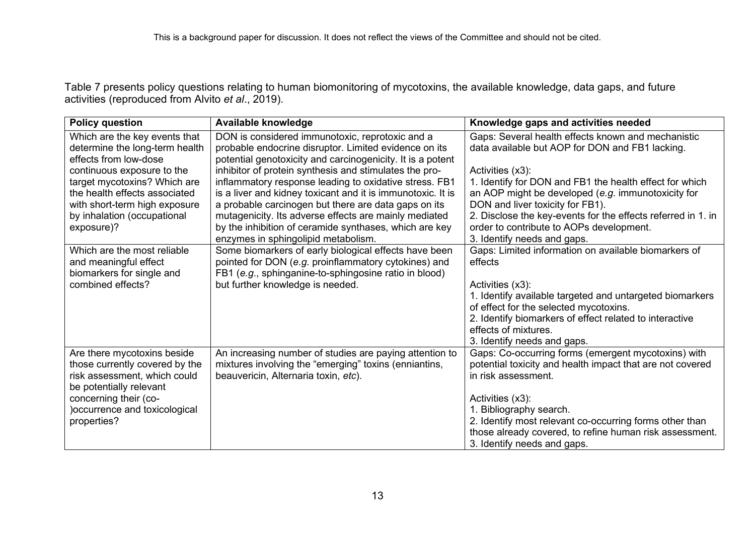Table 7 presents policy questions relating to human biomonitoring of mycotoxins, the available knowledge, data gaps, and future activities (reproduced from Alvito *et al*., 2019).

| Policy question | Available knowledge | Knowledge gaps and activities needed |
|---|---|---|
| Which are the key events that determine the long-term health effects from low-dose continuous exposure to the target mycotoxins? Which are the health effects associated with short-term high exposure by inhalation (occupational exposure)? | DON is considered immunotoxic, reprotoxic and a probable endocrine disruptor. Limited evidence on its potential genotoxicity and carcinogenicity. It is a potent inhibitor of protein synthesis and stimulates the pro-inflammatory response leading to oxidative stress. FB1 is a liver and kidney toxicant and it is immunotoxic. It is a probable carcinogen but there are data gaps on its mutagenicity. Its adverse effects are mainly mediated by the inhibition of ceramide synthases, which are key enzymes in sphingolipid metabolism. | Gaps: Several health effects known and mechanistic data available but AOP for DON and FB1 lacking.<br><br>Activities (x3):<br>1. Identify for DON and FB1 the health effect for which an AOP might be developed (*e.g.* immunotoxicity for DON and liver toxicity for FB1).<br>2. Disclose the key-events for the effects referred in 1. in order to contribute to AOPs development.<br>3. Identify needs and gaps. |
| Which are the most reliable and meaningful effect biomarkers for single and combined effects? | Some biomarkers of early biological effects have been pointed for DON (*e.g.* proinflammatory cytokines) and FB1 (*e.g.*, sphinganine-to-sphingosine ratio in blood) but further knowledge is needed. | Gaps: Limited information on available biomarkers of effects<br><br>Activities (x3):<br>1. Identify available targeted and untargeted biomarkers of effect for the selected mycotoxins.<br>2. Identify biomarkers of effect related to interactive effects of mixtures.<br>3. Identify needs and gaps. |
| Are there mycotoxins beside those currently covered by the risk assessment, which could be potentially relevant concerning their (co-)occurrence and toxicological properties? | An increasing number of studies are paying attention to mixtures involving the "emerging" toxins (enniantins, beauvericin, Alternaria toxin, *etc*). | Gaps: Co-occurring forms (emergent mycotoxins) with potential toxicity and health impact that are not covered in risk assessment.<br><br>Activities (x3):<br>1. Bibliography search.<br>2. Identify most relevant co-occurring forms other than those already covered, to refine human risk assessment.<br>3. Identify needs and gaps. |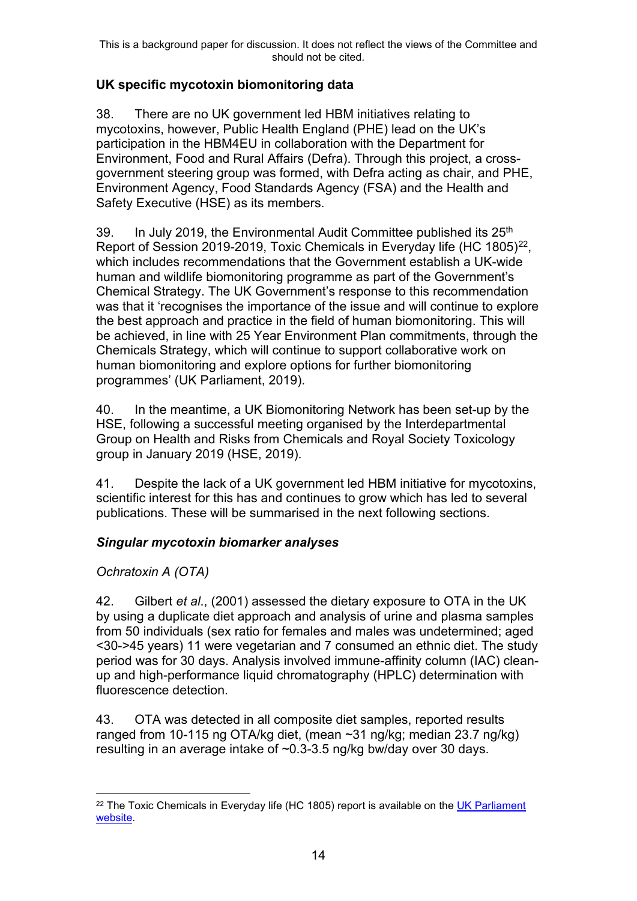This is a background paper for discussion. It does not reflect the views of the Committee and should not be cited.

## UK specific mycotoxin biomonitoring data

38. There are no UK government led HBM initiatives relating to mycotoxins, however, Public Health England (PHE) lead on the UK's participation in the HBM4EU in collaboration with the Department for Environment, Food and Rural Affairs (Defra). Through this project, a cross-government steering group was formed, with Defra acting as chair, and PHE, Environment Agency, Food Standards Agency (FSA) and the Health and Safety Executive (HSE) as its members.

39. In July 2019, the Environmental Audit Committee published its 25th Report of Session 2019-2019, Toxic Chemicals in Everyday life (HC 1805)[22], which includes recommendations that the Government establish a UK-wide human and wildlife biomonitoring programme as part of the Government's Chemical Strategy. The UK Government's response to this recommendation was that it 'recognises the importance of the issue and will continue to explore the best approach and practice in the field of human biomonitoring. This will be achieved, in line with 25 Year Environment Plan commitments, through the Chemicals Strategy, which will continue to support collaborative work on human biomonitoring and explore options for further biomonitoring programmes' (UK Parliament, 2019).

40. In the meantime, a UK Biomonitoring Network has been set-up by the HSE, following a successful meeting organised by the Interdepartmental Group on Health and Risks from Chemicals and Royal Society Toxicology group in January 2019 (HSE, 2019).

41. Despite the lack of a UK government led HBM initiative for mycotoxins, scientific interest for this has and continues to grow which has led to several publications. These will be summarised in the next following sections.

### *Singular mycotoxin biomarker analyses*

#### *Ochratoxin A (OTA)*

42. Gilbert *et al*., (2001) assessed the dietary exposure to OTA in the UK by using a duplicate diet approach and analysis of urine and plasma samples from 50 individuals (sex ratio for females and males was undetermined; aged <30->45 years) 11 were vegetarian and 7 consumed an ethnic diet. The study period was for 30 days. Analysis involved immune-affinity column (IAC) clean-up and high-performance liquid chromatography (HPLC) determination with fluorescence detection.

43. OTA was detected in all composite diet samples, reported results ranged from 10-115 ng OTA/kg diet, (mean ~31 ng/kg; median 23.7 ng/kg) resulting in an average intake of ~0.3-3.5 ng/kg bw/day over 30 days.

---

[22] The Toxic Chemicals in Everyday life (HC 1805) report is available on the UK Parliament website.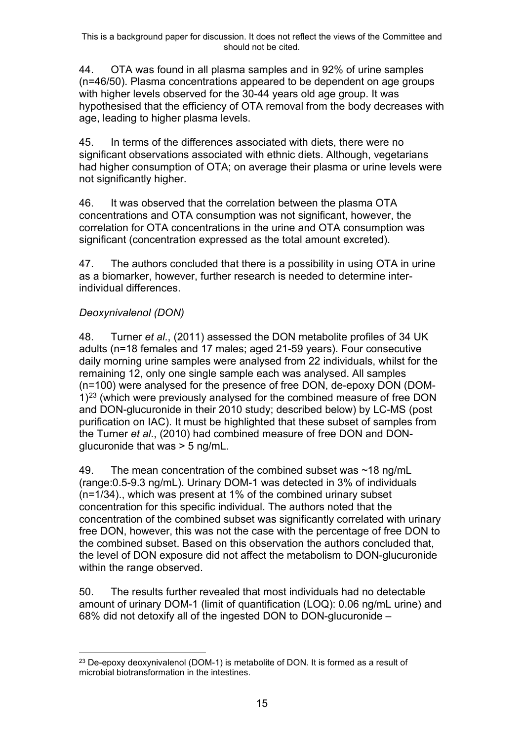44. OTA was found in all plasma samples and in 92% of urine samples (n=46/50). Plasma concentrations appeared to be dependent on age groups with higher levels observed for the 30-44 years old age group. It was hypothesised that the efficiency of OTA removal from the body decreases with age, leading to higher plasma levels.

45. In terms of the differences associated with diets, there were no significant observations associated with ethnic diets. Although, vegetarians had higher consumption of OTA; on average their plasma or urine levels were not significantly higher.

46. It was observed that the correlation between the plasma OTA concentrations and OTA consumption was not significant, however, the correlation for OTA concentrations in the urine and OTA consumption was significant (concentration expressed as the total amount excreted).

47. The authors concluded that there is a possibility in using OTA in urine as a biomarker, however, further research is needed to determine inter-individual differences.

*Deoxynivalenol (DON)*

48. Turner *et al*., (2011) assessed the DON metabolite profiles of 34 UK adults (n=18 females and 17 males; aged 21-59 years). Four consecutive daily morning urine samples were analysed from 22 individuals, whilst for the remaining 12, only one single sample each was analysed. All samples (n=100) were analysed for the presence of free DON, de-epoxy DON (DOM-1)[23] (which were previously analysed for the combined measure of free DON and DON-glucuronide in their 2010 study; described below) by LC-MS (post purification on IAC). It must be highlighted that these subset of samples from the Turner *et al*., (2010) had combined measure of free DON and DON-glucuronide that was > 5 ng/mL.

49. The mean concentration of the combined subset was ~18 ng/mL (range:0.5-9.3 ng/mL). Urinary DOM-1 was detected in 3% of individuals (n=1/34)., which was present at 1% of the combined urinary subset concentration for this specific individual. The authors noted that the concentration of the combined subset was significantly correlated with urinary free DON, however, this was not the case with the percentage of free DON to the combined subset. Based on this observation the authors concluded that, the level of DON exposure did not affect the metabolism to DON-glucuronide within the range observed.

50. The results further revealed that most individuals had no detectable amount of urinary DOM-1 (limit of quantification (LOQ): 0.06 ng/mL urine) and 68% did not detoxify all of the ingested DON to DON-glucuronide –

[23] De-epoxy deoxynivalenol (DOM-1) is metabolite of DON. It is formed as a result of microbial biotransformation in the intestines.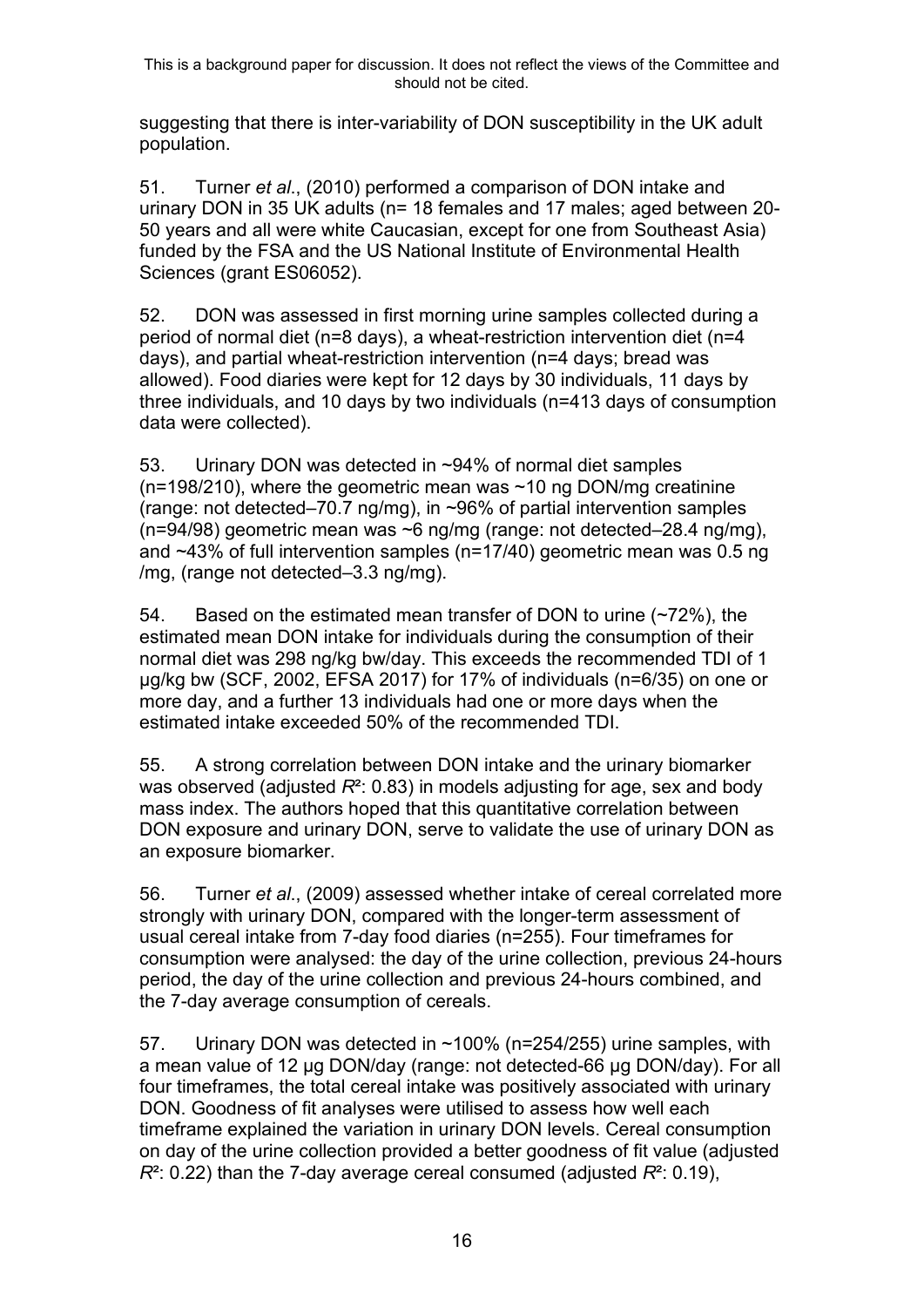suggesting that there is inter-variability of DON susceptibility in the UK adult population.

51. Turner *et al*., (2010) performed a comparison of DON intake and urinary DON in 35 UK adults (n= 18 females and 17 males; aged between 20-50 years and all were white Caucasian, except for one from Southeast Asia) funded by the FSA and the US National Institute of Environmental Health Sciences (grant ES06052).

52. DON was assessed in first morning urine samples collected during a period of normal diet (n=8 days), a wheat-restriction intervention diet (n=4 days), and partial wheat-restriction intervention (n=4 days; bread was allowed). Food diaries were kept for 12 days by 30 individuals, 11 days by three individuals, and 10 days by two individuals (n=413 days of consumption data were collected).

53. Urinary DON was detected in ~94% of normal diet samples (n=198/210), where the geometric mean was ~10 ng DON/mg creatinine (range: not detected–70.7 ng/mg), in ~96% of partial intervention samples (n=94/98) geometric mean was ~6 ng/mg (range: not detected–28.4 ng/mg), and ~43% of full intervention samples (n=17/40) geometric mean was 0.5 ng /mg, (range not detected–3.3 ng/mg).

54. Based on the estimated mean transfer of DON to urine (~72%), the estimated mean DON intake for individuals during the consumption of their normal diet was 298 ng/kg bw/day. This exceeds the recommended TDI of 1 µg/kg bw (SCF, 2002, EFSA 2017) for 17% of individuals (n=6/35) on one or more day, and a further 13 individuals had one or more days when the estimated intake exceeded 50% of the recommended TDI.

55. A strong correlation between DON intake and the urinary biomarker was observed (adjusted $R^2$: 0.83) in models adjusting for age, sex and body mass index. The authors hoped that this quantitative correlation between DON exposure and urinary DON, serve to validate the use of urinary DON as an exposure biomarker.

56. Turner *et al*., (2009) assessed whether intake of cereal correlated more strongly with urinary DON, compared with the longer-term assessment of usual cereal intake from 7-day food diaries (n=255). Four timeframes for consumption were analysed: the day of the urine collection, previous 24-hours period, the day of the urine collection and previous 24-hours combined, and the 7-day average consumption of cereals.

57. Urinary DON was detected in ~100% (n=254/255) urine samples, with a mean value of 12 µg DON/day (range: not detected-66 µg DON/day). For all four timeframes, the total cereal intake was positively associated with urinary DON. Goodness of fit analyses were utilised to assess how well each timeframe explained the variation in urinary DON levels. Cereal consumption on day of the urine collection provided a better goodness of fit value (adjusted $R^2$: 0.22) than the 7-day average cereal consumed (adjusted $R^2$: 0.19),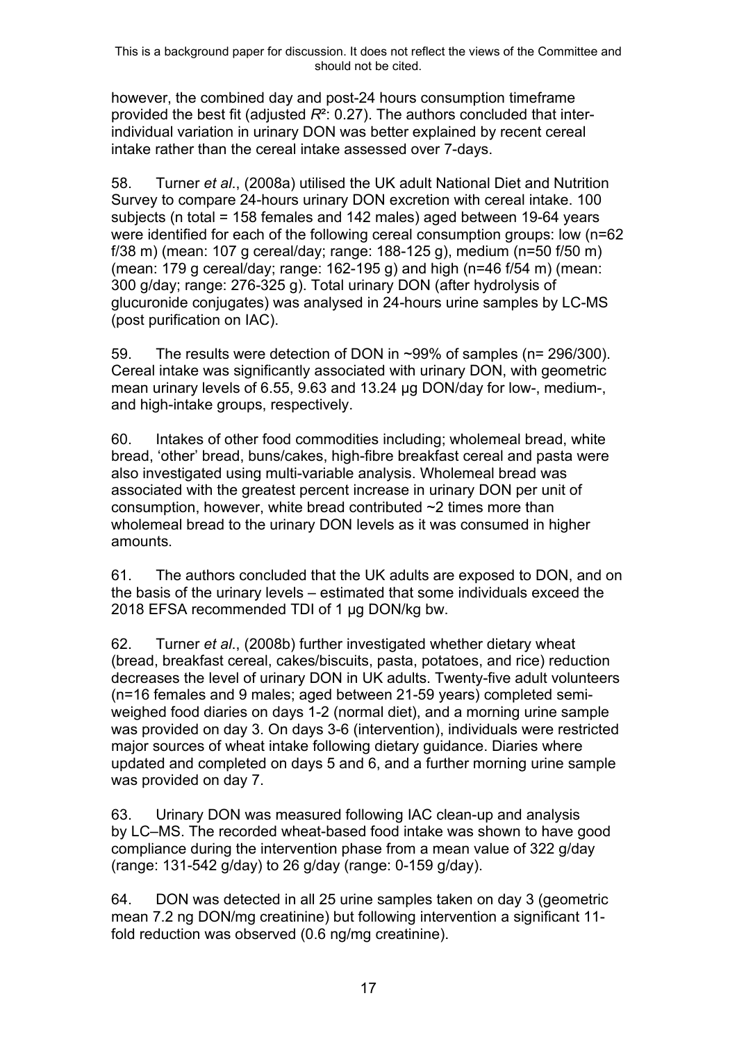however, the combined day and post-24 hours consumption timeframe provided the best fit (adjusted $R^2$: 0.27). The authors concluded that inter-individual variation in urinary DON was better explained by recent cereal intake rather than the cereal intake assessed over 7-days.

58. Turner *et al*., (2008a) utilised the UK adult National Diet and Nutrition Survey to compare 24-hours urinary DON excretion with cereal intake. 100 subjects (n total = 158 females and 142 males) aged between 19-64 years were identified for each of the following cereal consumption groups: low (n=62 f/38 m) (mean: 107 g cereal/day; range: 188-125 g), medium (n=50 f/50 m) (mean: 179 g cereal/day; range: 162-195 g) and high (n=46 f/54 m) (mean: 300 g/day; range: 276-325 g). Total urinary DON (after hydrolysis of glucuronide conjugates) was analysed in 24-hours urine samples by LC-MS (post purification on IAC).

59. The results were detection of DON in ~99% of samples (n= 296/300). Cereal intake was significantly associated with urinary DON, with geometric mean urinary levels of 6.55, 9.63 and 13.24 µg DON/day for low-, medium-, and high-intake groups, respectively.

60. Intakes of other food commodities including; wholemeal bread, white bread, 'other' bread, buns/cakes, high-fibre breakfast cereal and pasta were also investigated using multi-variable analysis. Wholemeal bread was associated with the greatest percent increase in urinary DON per unit of consumption, however, white bread contributed ~2 times more than wholemeal bread to the urinary DON levels as it was consumed in higher amounts.

61. The authors concluded that the UK adults are exposed to DON, and on the basis of the urinary levels – estimated that some individuals exceed the 2018 EFSA recommended TDI of 1 µg DON/kg bw.

62. Turner *et al*., (2008b) further investigated whether dietary wheat (bread, breakfast cereal, cakes/biscuits, pasta, potatoes, and rice) reduction decreases the level of urinary DON in UK adults. Twenty-five adult volunteers (n=16 females and 9 males; aged between 21-59 years) completed semi-weighed food diaries on days 1-2 (normal diet), and a morning urine sample was provided on day 3. On days 3-6 (intervention), individuals were restricted major sources of wheat intake following dietary guidance. Diaries where updated and completed on days 5 and 6, and a further morning urine sample was provided on day 7.

63. Urinary DON was measured following IAC clean-up and analysis by LC–MS. The recorded wheat-based food intake was shown to have good compliance during the intervention phase from a mean value of 322 g/day (range: 131-542 g/day) to 26 g/day (range: 0-159 g/day).

64. DON was detected in all 25 urine samples taken on day 3 (geometric mean 7.2 ng DON/mg creatinine) but following intervention a significant 11-fold reduction was observed (0.6 ng/mg creatinine).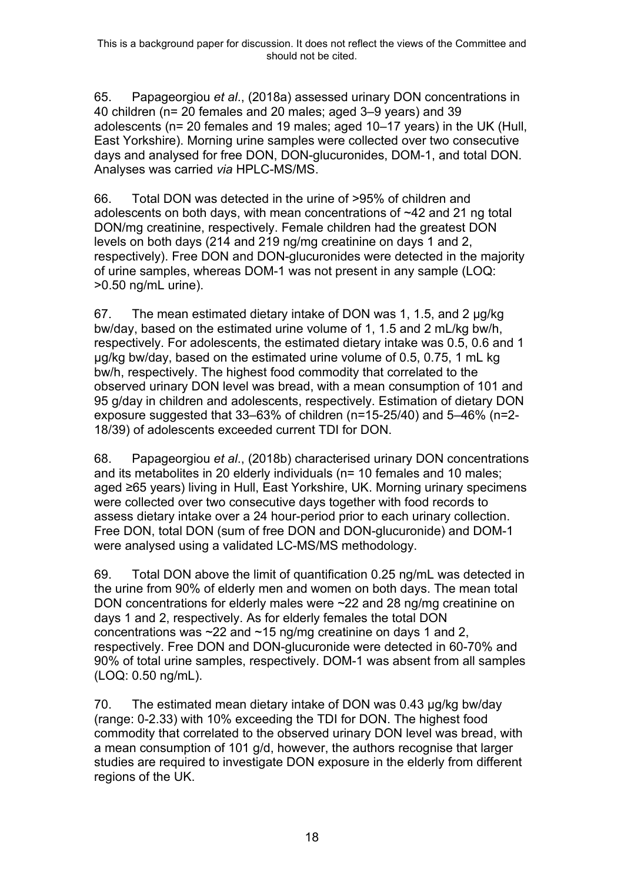65. Papageorgiou *et al*., (2018a) assessed urinary DON concentrations in 40 children (n= 20 females and 20 males; aged 3–9 years) and 39 adolescents (n= 20 females and 19 males; aged 10–17 years) in the UK (Hull, East Yorkshire). Morning urine samples were collected over two consecutive days and analysed for free DON, DON-glucuronides, DOM-1, and total DON. Analyses was carried *via* HPLC-MS/MS.

66. Total DON was detected in the urine of >95% of children and adolescents on both days, with mean concentrations of ~42 and 21 ng total DON/mg creatinine, respectively. Female children had the greatest DON levels on both days (214 and 219 ng/mg creatinine on days 1 and 2, respectively). Free DON and DON-glucuronides were detected in the majority of urine samples, whereas DOM-1 was not present in any sample (LOQ: >0.50 ng/mL urine).

67. The mean estimated dietary intake of DON was 1, 1.5, and 2 µg/kg bw/day, based on the estimated urine volume of 1, 1.5 and 2 mL/kg bw/h, respectively. For adolescents, the estimated dietary intake was 0.5, 0.6 and 1 µg/kg bw/day, based on the estimated urine volume of 0.5, 0.75, 1 mL kg bw/h, respectively. The highest food commodity that correlated to the observed urinary DON level was bread, with a mean consumption of 101 and 95 g/day in children and adolescents, respectively. Estimation of dietary DON exposure suggested that 33–63% of children (n=15-25/40) and 5–46% (n=2-18/39) of adolescents exceeded current TDI for DON.

68. Papageorgiou *et al*., (2018b) characterised urinary DON concentrations and its metabolites in 20 elderly individuals (n= 10 females and 10 males; aged ≥65 years) living in Hull, East Yorkshire, UK. Morning urinary specimens were collected over two consecutive days together with food records to assess dietary intake over a 24 hour-period prior to each urinary collection. Free DON, total DON (sum of free DON and DON-glucuronide) and DOM-1 were analysed using a validated LC-MS/MS methodology.

69. Total DON above the limit of quantification 0.25 ng/mL was detected in the urine from 90% of elderly men and women on both days. The mean total DON concentrations for elderly males were ~22 and 28 ng/mg creatinine on days 1 and 2, respectively. As for elderly females the total DON concentrations was ~22 and ~15 ng/mg creatinine on days 1 and 2, respectively. Free DON and DON-glucuronide were detected in 60-70% and 90% of total urine samples, respectively. DOM-1 was absent from all samples (LOQ: 0.50 ng/mL).

70. The estimated mean dietary intake of DON was 0.43 µg/kg bw/day (range: 0-2.33) with 10% exceeding the TDI for DON. The highest food commodity that correlated to the observed urinary DON level was bread, with a mean consumption of 101 g/d, however, the authors recognise that larger studies are required to investigate DON exposure in the elderly from different regions of the UK.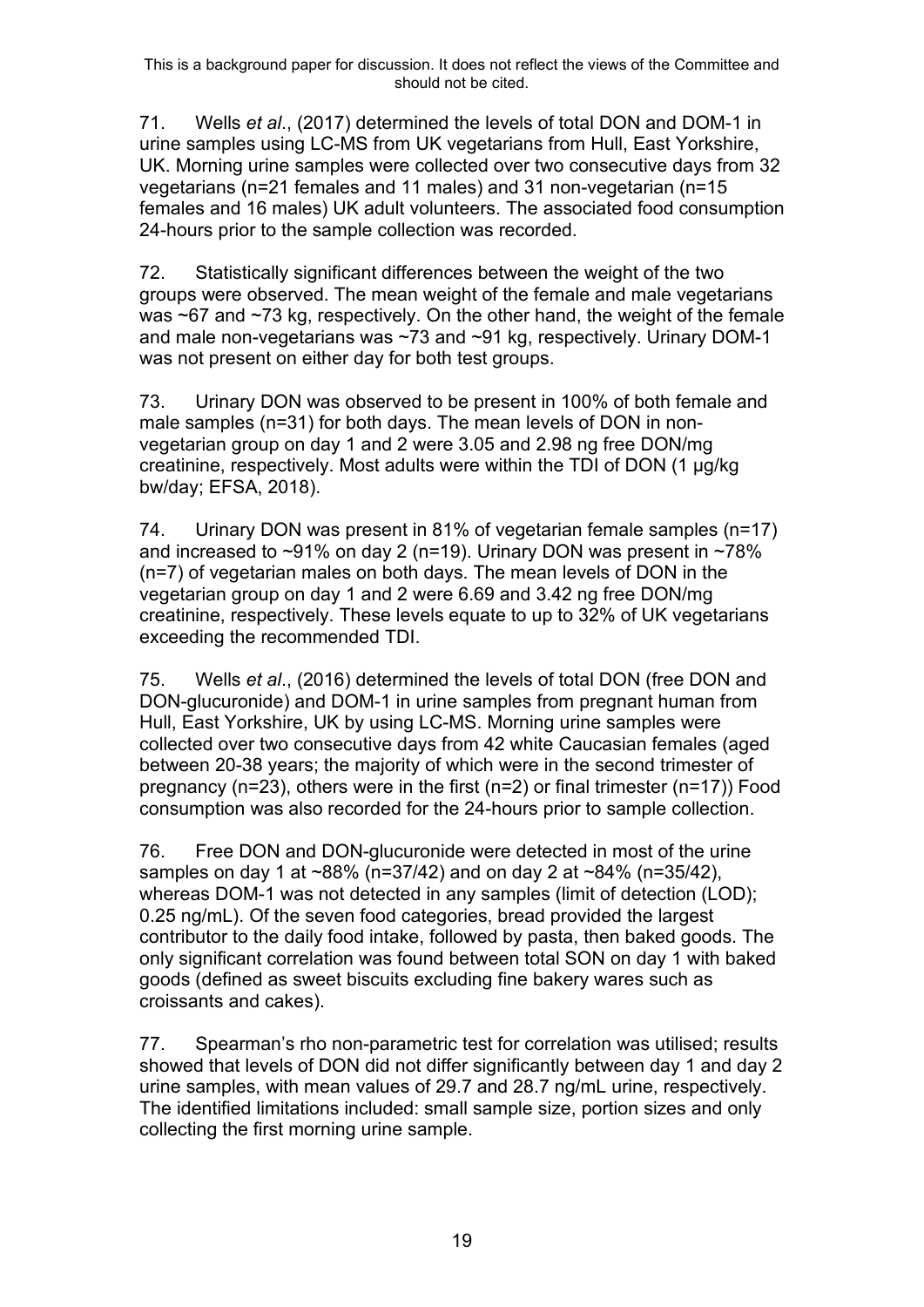71. Wells *et al*., (2017) determined the levels of total DON and DOM-1 in urine samples using LC-MS from UK vegetarians from Hull, East Yorkshire, UK. Morning urine samples were collected over two consecutive days from 32 vegetarians (n=21 females and 11 males) and 31 non-vegetarian (n=15 females and 16 males) UK adult volunteers. The associated food consumption 24-hours prior to the sample collection was recorded.

72. Statistically significant differences between the weight of the two groups were observed. The mean weight of the female and male vegetarians was ~67 and ~73 kg, respectively. On the other hand, the weight of the female and male non-vegetarians was ~73 and ~91 kg, respectively. Urinary DOM-1 was not present on either day for both test groups.

73. Urinary DON was observed to be present in 100% of both female and male samples (n=31) for both days. The mean levels of DON in non-vegetarian group on day 1 and 2 were 3.05 and 2.98 ng free DON/mg creatinine, respectively. Most adults were within the TDI of DON (1 µg/kg bw/day; EFSA, 2018).

74. Urinary DON was present in 81% of vegetarian female samples (n=17) and increased to ~91% on day 2 (n=19). Urinary DON was present in ~78% (n=7) of vegetarian males on both days. The mean levels of DON in the vegetarian group on day 1 and 2 were 6.69 and 3.42 ng free DON/mg creatinine, respectively. These levels equate to up to 32% of UK vegetarians exceeding the recommended TDI.

75. Wells *et al*., (2016) determined the levels of total DON (free DON and DON-glucuronide) and DOM-1 in urine samples from pregnant human from Hull, East Yorkshire, UK by using LC-MS. Morning urine samples were collected over two consecutive days from 42 white Caucasian females (aged between 20-38 years; the majority of which were in the second trimester of pregnancy (n=23), others were in the first (n=2) or final trimester (n=17)) Food consumption was also recorded for the 24-hours prior to sample collection.

76. Free DON and DON-glucuronide were detected in most of the urine samples on day 1 at ~88% (n=37/42) and on day 2 at ~84% (n=35/42), whereas DOM-1 was not detected in any samples (limit of detection (LOD); 0.25 ng/mL). Of the seven food categories, bread provided the largest contributor to the daily food intake, followed by pasta, then baked goods. The only significant correlation was found between total SON on day 1 with baked goods (defined as sweet biscuits excluding fine bakery wares such as croissants and cakes).

77. Spearman's rho non-parametric test for correlation was utilised; results showed that levels of DON did not differ significantly between day 1 and day 2 urine samples, with mean values of 29.7 and 28.7 ng/mL urine, respectively. The identified limitations included: small sample size, portion sizes and only collecting the first morning urine sample.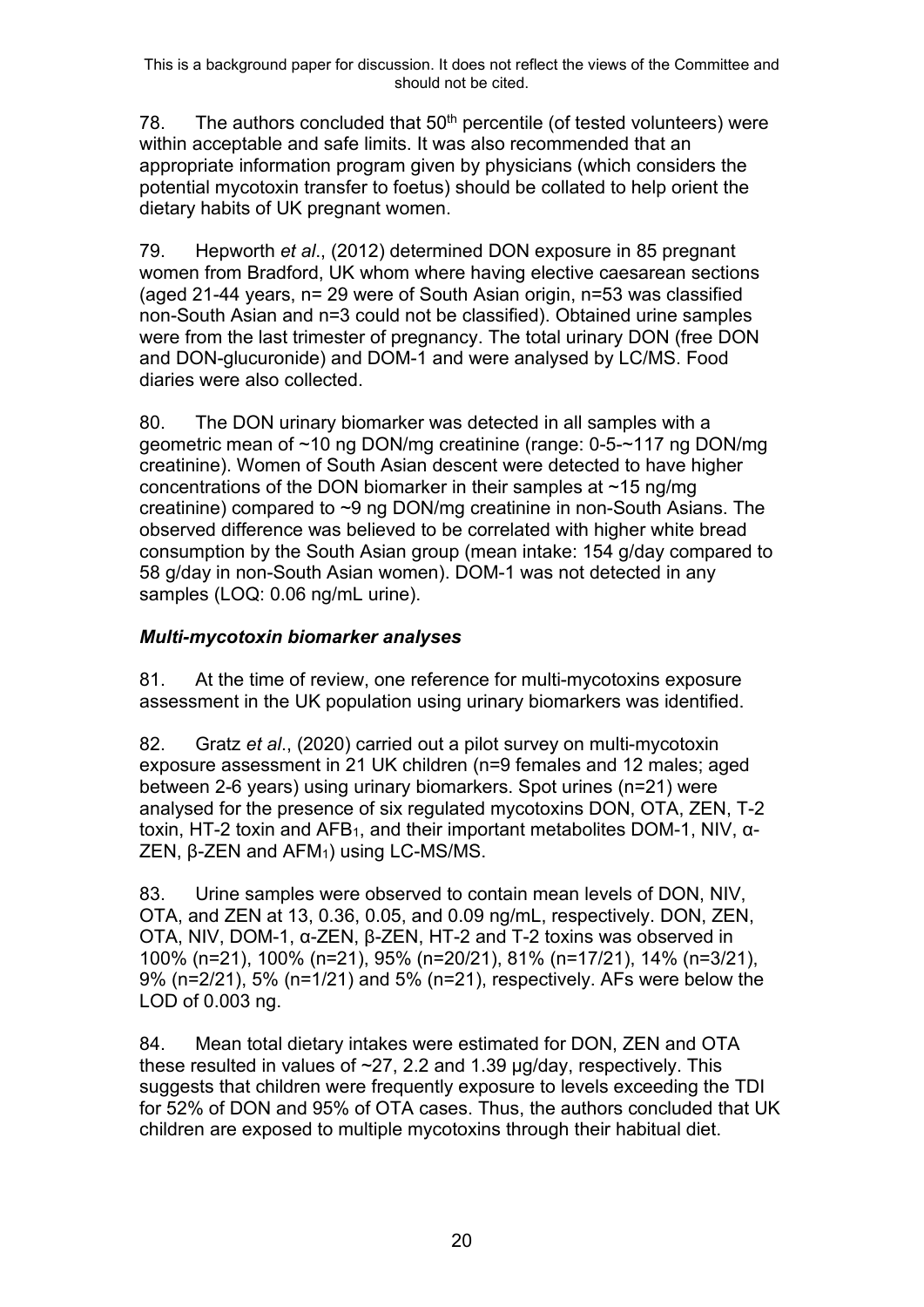This is a background paper for discussion. It does not reflect the views of the Committee and should not be cited.

78. The authors concluded that 50th percentile (of tested volunteers) were within acceptable and safe limits. It was also recommended that an appropriate information program given by physicians (which considers the potential mycotoxin transfer to foetus) should be collated to help orient the dietary habits of UK pregnant women.

79. Hepworth *et al*., (2012) determined DON exposure in 85 pregnant women from Bradford, UK whom where having elective caesarean sections (aged 21-44 years, n= 29 were of South Asian origin, n=53 was classified non-South Asian and n=3 could not be classified). Obtained urine samples were from the last trimester of pregnancy. The total urinary DON (free DON and DON-glucuronide) and DOM-1 and were analysed by LC/MS. Food diaries were also collected.

80. The DON urinary biomarker was detected in all samples with a geometric mean of ~10 ng DON/mg creatinine (range: 0-5-~117 ng DON/mg creatinine). Women of South Asian descent were detected to have higher concentrations of the DON biomarker in their samples at ~15 ng/mg creatinine) compared to ~9 ng DON/mg creatinine in non-South Asians. The observed difference was believed to be correlated with higher white bread consumption by the South Asian group (mean intake: 154 g/day compared to 58 g/day in non-South Asian women). DOM-1 was not detected in any samples (LOQ: 0.06 ng/mL urine).

### *Multi-mycotoxin biomarker analyses*

81. At the time of review, one reference for multi-mycotoxins exposure assessment in the UK population using urinary biomarkers was identified.

82. Gratz *et al*., (2020) carried out a pilot survey on multi-mycotoxin exposure assessment in 21 UK children (n=9 females and 12 males; aged between 2-6 years) using urinary biomarkers. Spot urines (n=21) were analysed for the presence of six regulated mycotoxins DON, OTA, ZEN, T-2 toxin, HT-2 toxin and $AFB_1$, and their important metabolites DOM-1, NIV, α-ZEN, β-ZEN and $AFM_1$) using LC-MS/MS.

83. Urine samples were observed to contain mean levels of DON, NIV, OTA, and ZEN at 13, 0.36, 0.05, and 0.09 ng/mL, respectively. DON, ZEN, OTA, NIV, DOM-1, α-ZEN, β-ZEN, HT-2 and T-2 toxins was observed in 100% (n=21), 100% (n=21), 95% (n=20/21), 81% (n=17/21), 14% (n=3/21), 9% (n=2/21), 5% (n=1/21) and 5% (n=21), respectively. AFs were below the LOD of 0.003 ng.

84. Mean total dietary intakes were estimated for DON, ZEN and OTA these resulted in values of ~27, 2.2 and 1.39 µg/day, respectively. This suggests that children were frequently exposure to levels exceeding the TDI for 52% of DON and 95% of OTA cases. Thus, the authors concluded that UK children are exposed to multiple mycotoxins through their habitual diet.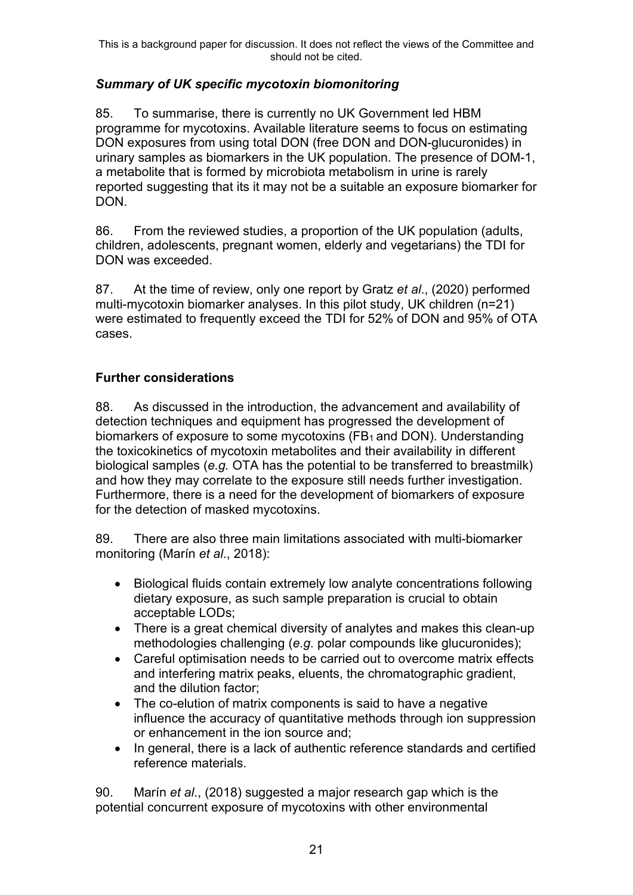### *Summary of UK specific mycotoxin biomonitoring*

85. To summarise, there is currently no UK Government led HBM programme for mycotoxins. Available literature seems to focus on estimating DON exposures from using total DON (free DON and DON-glucuronides) in urinary samples as biomarkers in the UK population. The presence of DOM-1, a metabolite that is formed by microbiota metabolism in urine is rarely reported suggesting that its it may not be a suitable an exposure biomarker for DON.

86. From the reviewed studies, a proportion of the UK population (adults, children, adolescents, pregnant women, elderly and vegetarians) the TDI for DON was exceeded.

87. At the time of review, only one report by Gratz *et al*., (2020) performed multi-mycotoxin biomarker analyses. In this pilot study, UK children (n=21) were estimated to frequently exceed the TDI for 52% of DON and 95% of OTA cases.

## Further considerations

88. As discussed in the introduction, the advancement and availability of detection techniques and equipment has progressed the development of biomarkers of exposure to some mycotoxins ($FB_1$ and DON). Understanding the toxicokinetics of mycotoxin metabolites and their availability in different biological samples (*e.g.* OTA has the potential to be transferred to breastmilk) and how they may correlate to the exposure still needs further investigation. Furthermore, there is a need for the development of biomarkers of exposure for the detection of masked mycotoxins.

89. There are also three main limitations associated with multi-biomarker monitoring (Marín *et al*., 2018):

- Biological fluids contain extremely low analyte concentrations following dietary exposure, as such sample preparation is crucial to obtain acceptable LODs;
- There is a great chemical diversity of analytes and makes this clean-up methodologies challenging (*e.g.* polar compounds like glucuronides);
- Careful optimisation needs to be carried out to overcome matrix effects and interfering matrix peaks, eluents, the chromatographic gradient, and the dilution factor;
- The co-elution of matrix components is said to have a negative influence the accuracy of quantitative methods through ion suppression or enhancement in the ion source and;
- In general, there is a lack of authentic reference standards and certified reference materials.

90. Marín *et al*., (2018) suggested a major research gap which is the potential concurrent exposure of mycotoxins with other environmental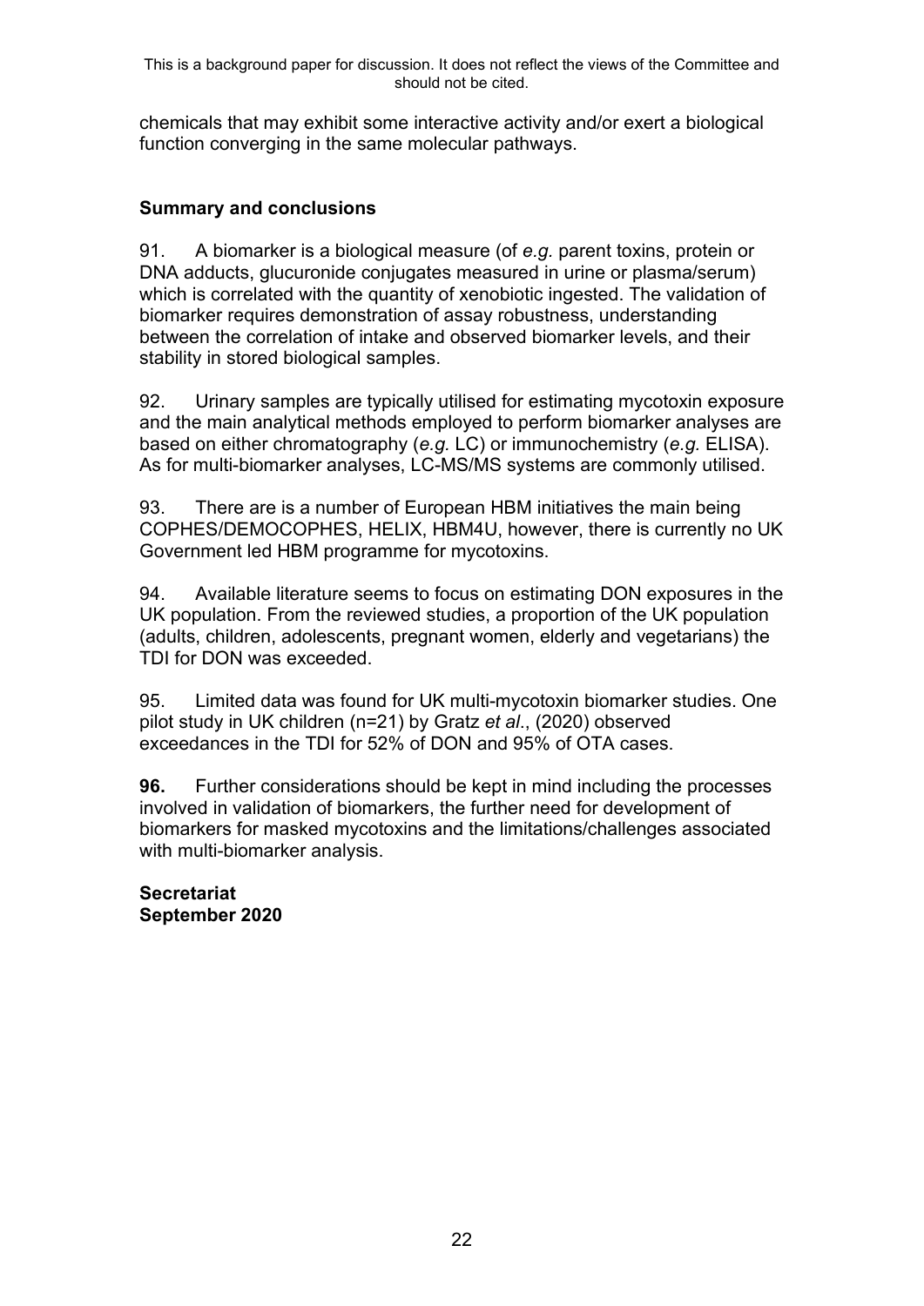chemicals that may exhibit some interactive activity and/or exert a biological function converging in the same molecular pathways.

## Summary and conclusions

91. A biomarker is a biological measure (of *e.g.* parent toxins, protein or DNA adducts, glucuronide conjugates measured in urine or plasma/serum) which is correlated with the quantity of xenobiotic ingested. The validation of biomarker requires demonstration of assay robustness, understanding between the correlation of intake and observed biomarker levels, and their stability in stored biological samples.

92. Urinary samples are typically utilised for estimating mycotoxin exposure and the main analytical methods employed to perform biomarker analyses are based on either chromatography (*e.g.* LC) or immunochemistry (*e.g.* ELISA). As for multi-biomarker analyses, LC-MS/MS systems are commonly utilised.

93. There are is a number of European HBM initiatives the main being COPHES/DEMOCOPHES, HELIX, HBM4U, however, there is currently no UK Government led HBM programme for mycotoxins.

94. Available literature seems to focus on estimating DON exposures in the UK population. From the reviewed studies, a proportion of the UK population (adults, children, adolescents, pregnant women, elderly and vegetarians) the TDI for DON was exceeded.

95. Limited data was found for UK multi-mycotoxin biomarker studies. One pilot study in UK children (n=21) by Gratz *et al*., (2020) observed exceedances in the TDI for 52% of DON and 95% of OTA cases.

**96.** Further considerations should be kept in mind including the processes involved in validation of biomarkers, the further need for development of biomarkers for masked mycotoxins and the limitations/challenges associated with multi-biomarker analysis.

**Secretariat**
**September 2020**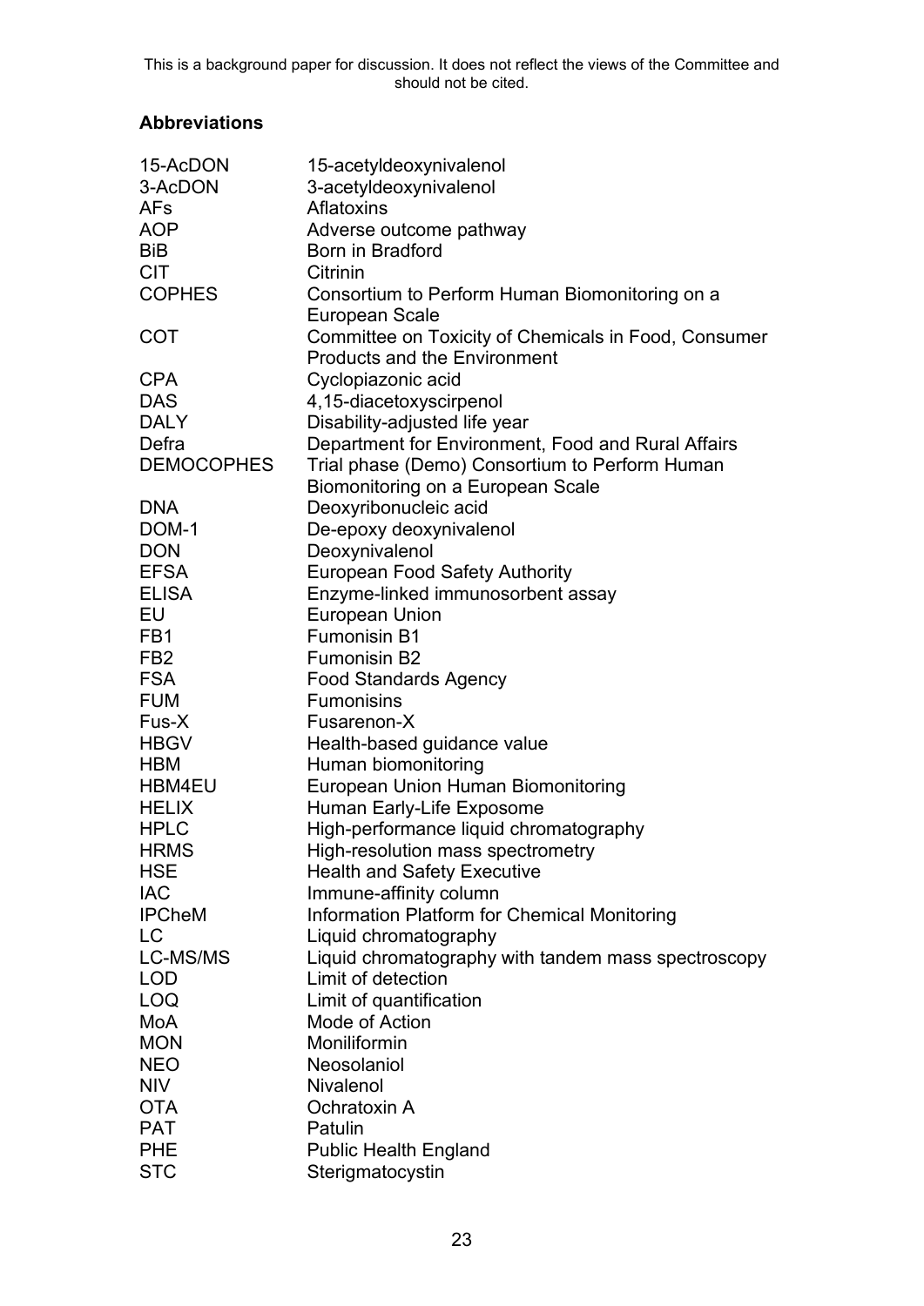## Abbreviations

| | |
|---|---|
| 15-AcDON | 15-acetyldeoxynivalenol |
| 3-AcDON | 3-acetyldeoxynivalenol |
| AFs | Aflatoxins |
| AOP | Adverse outcome pathway |
| BiB | Born in Bradford |
| CIT | Citrinin |
| COPHES | Consortium to Perform Human Biomonitoring on a European Scale |
| COT | Committee on Toxicity of Chemicals in Food, Consumer Products and the Environment |
| CPA | Cyclopiazonic acid |
| DAS | 4,15-diacetoxyscirpenol |
| DALY | Disability-adjusted life year |
| Defra | Department for Environment, Food and Rural Affairs |
| DEMOCOPHES | Trial phase (Demo) Consortium to Perform Human Biomonitoring on a European Scale |
| DNA | Deoxyribonucleic acid |
| DOM-1 | De-epoxy deoxynivalenol |
| DON | Deoxynivalenol |
| EFSA | European Food Safety Authority |
| ELISA | Enzyme-linked immunosorbent assay |
| EU | European Union |
| FB1 | Fumonisin B1 |
| FB2 | Fumonisin B2 |
| FSA | Food Standards Agency |
| FUM | Fumonisins |
| Fus-X | Fusarenon-X |
| HBGV | Health-based guidance value |
| HBM | Human biomonitoring |
| HBM4EU | European Union Human Biomonitoring |
| HELIX | Human Early-Life Exposome |
| HPLC | High-performance liquid chromatography |
| HRMS | High-resolution mass spectrometry |
| HSE | Health and Safety Executive |
| IAC | Immune-affinity column |
| IPCheM | Information Platform for Chemical Monitoring |
| LC | Liquid chromatography |
| LC-MS/MS | Liquid chromatography with tandem mass spectroscopy |
| LOD | Limit of detection |
| LOQ | Limit of quantification |
| MoA | Mode of Action |
| MON | Moniliformin |
| NEO | Neosolaniol |
| NIV | Nivalenol |
| OTA | Ochratoxin A |
| PAT | Patulin |
| PHE | Public Health England |
| STC | Sterigmatocystin |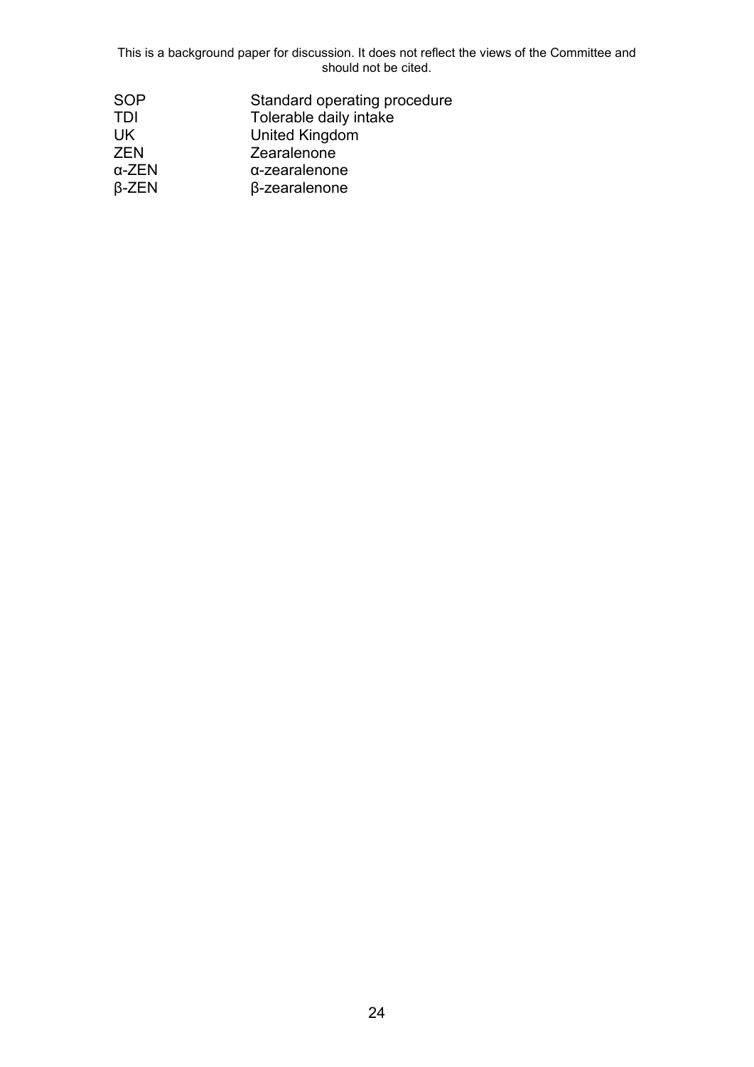| | |
|---|---|
| SOP | Standard operating procedure |
| TDI | Tolerable daily intake |
| UK | United Kingdom |
| ZEN | Zearalenone |
| α-ZEN | α-zearalenone |
| β-ZEN | β-zearalenone |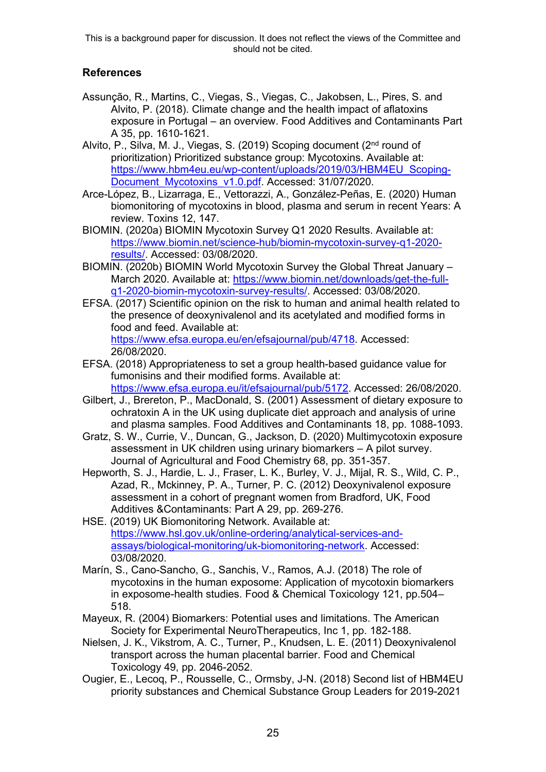This is a background paper for discussion. It does not reflect the views of the Committee and should not be cited.

## References

Assunção, R., Martins, C., Viegas, S., Viegas, C., Jakobsen, L., Pires, S. and Alvito, P. (2018). Climate change and the health impact of aflatoxins exposure in Portugal – an overview. Food Additives and Contaminants Part A 35, pp. 1610-1621.

Alvito, P., Silva, M. J., Viegas, S. (2019) Scoping document (2nd round of prioritization) Prioritized substance group: Mycotoxins. Available at: https://www.hbm4eu.eu/wp-content/uploads/2019/03/HBM4EU_Scoping-Document_Mycotoxins_v1.0.pdf. Accessed: 31/07/2020.

Arce-López, B., Lizarraga, E., Vettorazzi, A., González-Peñas, E. (2020) Human biomonitoring of mycotoxins in blood, plasma and serum in recent Years: A review. Toxins 12, 147.

BIOMIN. (2020a) BIOMIN Mycotoxin Survey Q1 2020 Results. Available at: https://www.biomin.net/science-hub/biomin-mycotoxin-survey-q1-2020-results/. Accessed: 03/08/2020.

BIOMIN. (2020b) BIOMIN World Mycotoxin Survey the Global Threat January – March 2020. Available at: https://www.biomin.net/downloads/get-the-full-q1-2020-biomin-mycotoxin-survey-results/. Accessed: 03/08/2020.

EFSA. (2017) Scientific opinion on the risk to human and animal health related to the presence of deoxynivalenol and its acetylated and modified forms in food and feed. Available at: https://www.efsa.europa.eu/en/efsajournal/pub/4718. Accessed: 26/08/2020.

EFSA. (2018) Appropriateness to set a group health-based guidance value for fumonisins and their modified forms. Available at: https://www.efsa.europa.eu/it/efsajournal/pub/5172. Accessed: 26/08/2020.

Gilbert, J., Brereton, P., MacDonald, S. (2001) Assessment of dietary exposure to ochratoxin A in the UK using duplicate diet approach and analysis of urine and plasma samples. Food Additives and Contaminants 18, pp. 1088-1093.

Gratz, S. W., Currie, V., Duncan, G., Jackson, D. (2020) Multimycotoxin exposure assessment in UK children using urinary biomarkers – A pilot survey. Journal of Agricultural and Food Chemistry 68, pp. 351-357.

Hepworth, S. J., Hardie, L. J., Fraser, L. K., Burley, V. J., Mijal, R. S., Wild, C. P., Azad, R., Mckinney, P. A., Turner, P. C. (2012) Deoxynivalenol exposure assessment in a cohort of pregnant women from Bradford, UK, Food Additives &Contaminants: Part A 29, pp. 269-276.

HSE. (2019) UK Biomonitoring Network. Available at: https://www.hsl.gov.uk/online-ordering/analytical-services-and-assays/biological-monitoring/uk-biomonitoring-network. Accessed: 03/08/2020.

Marín, S., Cano-Sancho, G., Sanchis, V., Ramos, A.J. (2018) The role of mycotoxins in the human exposome: Application of mycotoxin biomarkers in exposome-health studies. Food & Chemical Toxicology 121, pp.504–518.

Mayeux, R. (2004) Biomarkers: Potential uses and limitations. The American Society for Experimental NeuroTherapeutics, Inc 1, pp. 182-188.

Nielsen, J. K., Vikstrom, A. C., Turner, P., Knudsen, L. E. (2011) Deoxynivalenol transport across the human placental barrier. Food and Chemical Toxicology 49, pp. 2046-2052.

Ougier, E., Lecoq, P., Rousselle, C., Ormsby, J-N. (2018) Second list of HBM4EU priority substances and Chemical Substance Group Leaders for 2019-2021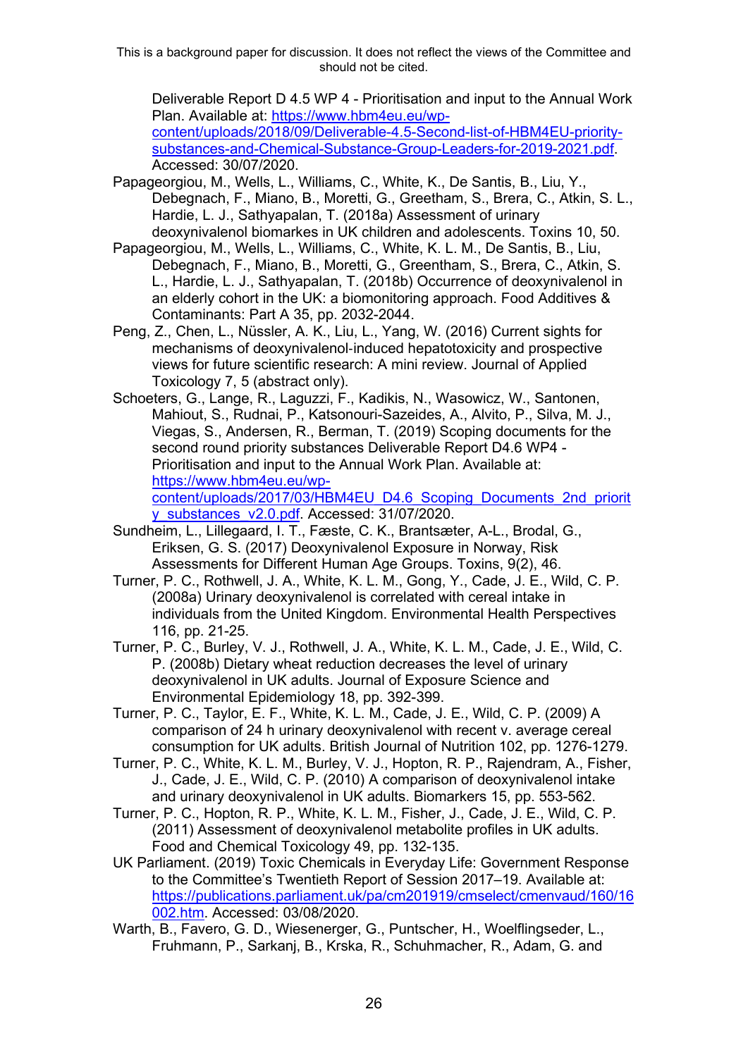Deliverable Report D 4.5 WP 4 - Prioritisation and input to the Annual Work Plan. Available at: https://www.hbm4eu.eu/wp-content/uploads/2018/09/Deliverable-4.5-Second-list-of-HBM4EU-priority-substances-and-Chemical-Substance-Group-Leaders-for-2019-2021.pdf. Accessed: 30/07/2020.

Papageorgiou, M., Wells, L., Williams, C., White, K., De Santis, B., Liu, Y., Debegnach, F., Miano, B., Moretti, G., Greetham, S., Brera, C., Atkin, S. L., Hardie, L. J., Sathyapalan, T. (2018a) Assessment of urinary deoxynivalenol biomarkes in UK children and adolescents. Toxins 10, 50.

Papageorgiou, M., Wells, L., Williams, C., White, K. L. M., De Santis, B., Liu, Debegnach, F., Miano, B., Moretti, G., Greentham, S., Brera, C., Atkin, S. L., Hardie, L. J., Sathyapalan, T. (2018b) Occurrence of deoxynivalenol in an elderly cohort in the UK: a biomonitoring approach. Food Additives & Contaminants: Part A 35, pp. 2032-2044.

Peng, Z., Chen, L., Nüssler, A. K., Liu, L., Yang, W. (2016) Current sights for mechanisms of deoxynivalenol-induced hepatotoxicity and prospective views for future scientific research: A mini review. Journal of Applied Toxicology 7, 5 (abstract only).

Schoeters, G., Lange, R., Laguzzi, F., Kadikis, N., Wasowicz, W., Santonen, Mahiout, S., Rudnai, P., Katsonouri-Sazeides, A., Alvito, P., Silva, M. J., Viegas, S., Andersen, R., Berman, T. (2019) Scoping documents for the second round priority substances Deliverable Report D4.6 WP4 - Prioritisation and input to the Annual Work Plan. Available at: https://www.hbm4eu.eu/wp-content/uploads/2017/03/HBM4EU_D4.6_Scoping_Documents_2nd_priority_substances_v2.0.pdf. Accessed: 31/07/2020.

Sundheim, L., Lillegaard, I. T., Fæste, C. K., Brantsæter, A-L., Brodal, G., Eriksen, G. S. (2017) Deoxynivalenol Exposure in Norway, Risk Assessments for Different Human Age Groups. Toxins, 9(2), 46.

Turner, P. C., Rothwell, J. A., White, K. L. M., Gong, Y., Cade, J. E., Wild, C. P. (2008a) Urinary deoxynivalenol is correlated with cereal intake in individuals from the United Kingdom. Environmental Health Perspectives 116, pp. 21-25.

Turner, P. C., Burley, V. J., Rothwell, J. A., White, K. L. M., Cade, J. E., Wild, C. P. (2008b) Dietary wheat reduction decreases the level of urinary deoxynivalenol in UK adults. Journal of Exposure Science and Environmental Epidemiology 18, pp. 392-399.

Turner, P. C., Taylor, E. F., White, K. L. M., Cade, J. E., Wild, C. P. (2009) A comparison of 24 h urinary deoxynivalenol with recent v. average cereal consumption for UK adults. British Journal of Nutrition 102, pp. 1276-1279.

Turner, P. C., White, K. L. M., Burley, V. J., Hopton, R. P., Rajendram, A., Fisher, J., Cade, J. E., Wild, C. P. (2010) A comparison of deoxynivalenol intake and urinary deoxynivalenol in UK adults. Biomarkers 15, pp. 553-562.

Turner, P. C., Hopton, R. P., White, K. L. M., Fisher, J., Cade, J. E., Wild, C. P. (2011) Assessment of deoxynivalenol metabolite profiles in UK adults. Food and Chemical Toxicology 49, pp. 132-135.

UK Parliament. (2019) Toxic Chemicals in Everyday Life: Government Response to the Committee's Twentieth Report of Session 2017–19. Available at: https://publications.parliament.uk/pa/cm201919/cmselect/cmenvaud/160/16002.htm. Accessed: 03/08/2020.

Warth, B., Favero, G. D., Wiesenerger, G., Puntscher, H., Woelflingseder, L., Fruhmann, P., Sarkanj, B., Krska, R., Schuhmacher, R., Adam, G. and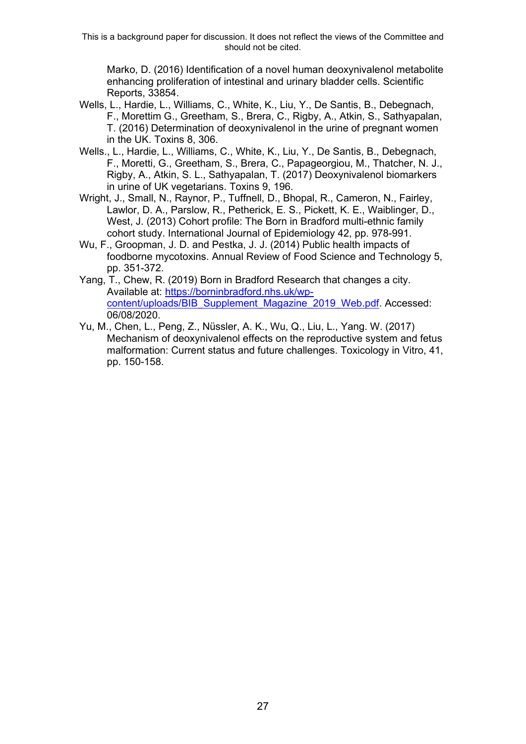Marko, D. (2016) Identification of a novel human deoxynivalenol metabolite enhancing proliferation of intestinal and urinary bladder cells. Scientific Reports, 33854.

Wells, L., Hardie, L., Williams, C., White, K., Liu, Y., De Santis, B., Debegnach, F., Morettim G., Greetham, S., Brera, C., Rigby, A., Atkin, S., Sathyapalan, T. (2016) Determination of deoxynivalenol in the urine of pregnant women in the UK. Toxins 8, 306.

Wells., L., Hardie, L., Williams, C., White, K., Liu, Y., De Santis, B., Debegnach, F., Moretti, G., Greetham, S., Brera, C., Papageorgiou, M., Thatcher, N. J., Rigby, A., Atkin, S. L., Sathyapalan, T. (2017) Deoxynivalenol biomarkers in urine of UK vegetarians. Toxins 9, 196.

Wright, J., Small, N., Raynor, P., Tuffnell, D., Bhopal, R., Cameron, N., Fairley, Lawlor, D. A., Parslow, R., Petherick, E. S., Pickett, K. E., Waiblinger, D., West, J. (2013) Cohort profile: The Born in Bradford multi-ethnic family cohort study. International Journal of Epidemiology 42, pp. 978-991.

Wu, F., Groopman, J. D. and Pestka, J. J. (2014) Public health impacts of foodborne mycotoxins. Annual Review of Food Science and Technology 5, pp. 351-372.

Yang, T., Chew, R. (2019) Born in Bradford Research that changes a city. Available at: [https://borninbradford.nhs.uk/wp-content/uploads/BIB_Supplement_Magazine_2019_Web.pdf](https://borninbradford.nhs.uk/wp-content/uploads/BIB_Supplement_Magazine_2019_Web.pdf). Accessed: 06/08/2020.

Yu, M., Chen, L., Peng, Z., Nüssler, A. K., Wu, Q., Liu, L., Yang. W. (2017) Mechanism of deoxynivalenol effects on the reproductive system and fetus malformation: Current status and future challenges. Toxicology in Vitro, 41, pp. 150-158.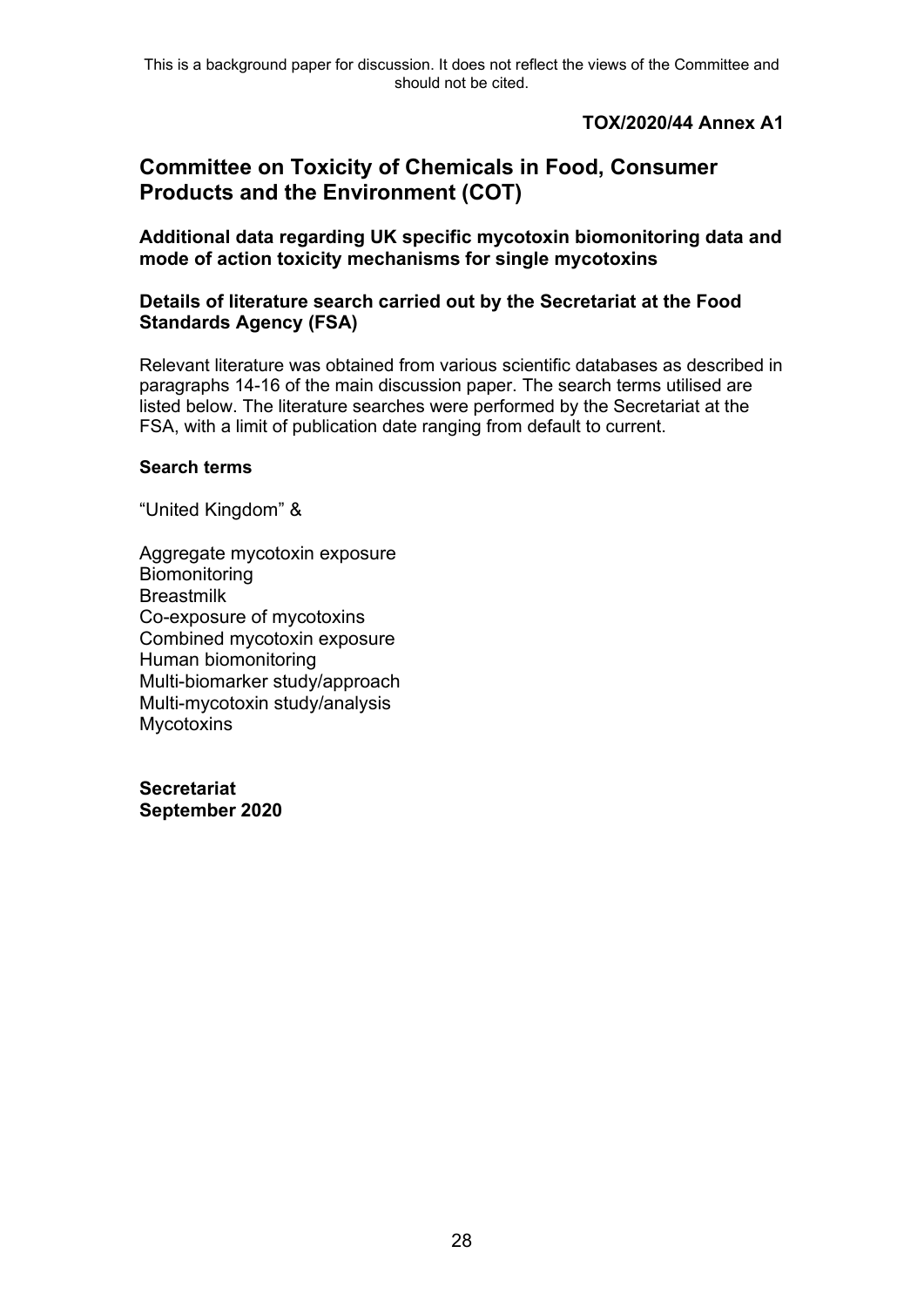This is a background paper for discussion. It does not reflect the views of the Committee and should not be cited.

**TOX/2020/44 Annex A1**

# Committee on Toxicity of Chemicals in Food, Consumer Products and the Environment (COT)

## Additional data regarding UK specific mycotoxin biomonitoring data and mode of action toxicity mechanisms for single mycotoxins

### Details of literature search carried out by the Secretariat at the Food Standards Agency (FSA)

Relevant literature was obtained from various scientific databases as described in paragraphs 14-16 of the main discussion paper. The search terms utilised are listed below. The literature searches were performed by the Secretariat at the FSA, with a limit of publication date ranging from default to current.

**Search terms**

“United Kingdom” &

Aggregate mycotoxin exposure
Biomonitoring
Breastmilk
Co-exposure of mycotoxins
Combined mycotoxin exposure
Human biomonitoring
Multi-biomarker study/approach
Multi-mycotoxin study/analysis
Mycotoxins

**Secretariat**
**September 2020**